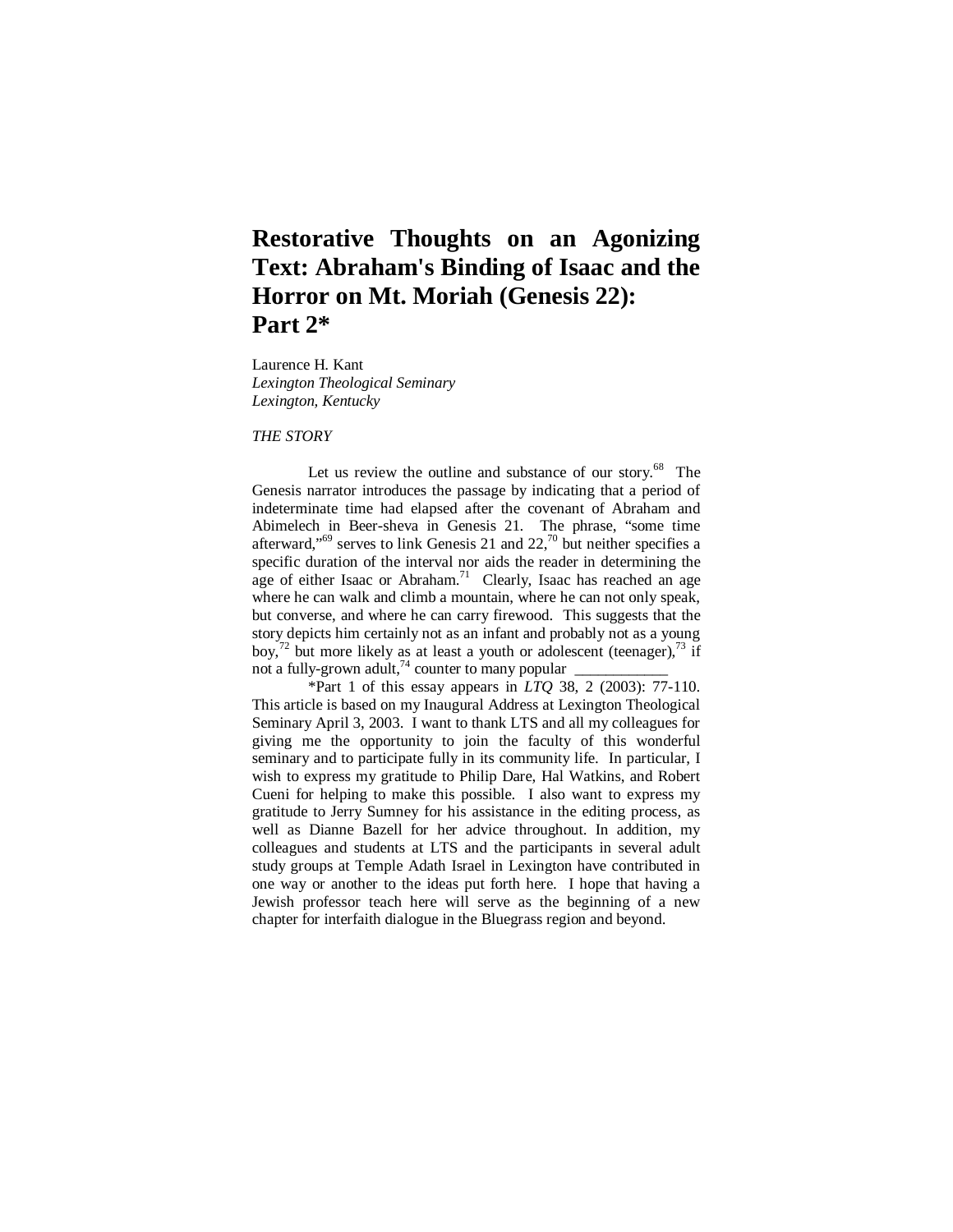# Restorative Thoughts on an Agonizing Text: Abraham's Binding of Isaac and the Horror on Mt. Moriah (Genesis 22): Part 2*

Laurence H. Kant
*Lexington Theological Seminary*
*Lexington, Kentucky*

*THE STORY*

Let us review the outline and substance of our story.[68] The Genesis narrator introduces the passage by indicating that a period of indeterminate time had elapsed after the covenant of Abraham and Abimelech in Beer-sheva in Genesis 21. The phrase, "some time afterward,"[69] serves to link Genesis 21 and 22,[70] but neither specifies a specific duration of the interval nor aids the reader in determining the age of either Isaac or Abraham.[71] Clearly, Isaac has reached an age where he can walk and climb a mountain, where he can not only speak, but converse, and where he can carry firewood. This suggests that the story depicts him certainly not as an infant and probably not as a young boy,[72] but more likely as at least a youth or adolescent (teenager),[73] if not a fully-grown adult,[74] counter to many popular

---

*Part 1 of this essay appears in *LTQ* 38, 2 (2003): 77-110. This article is based on my Inaugural Address at Lexington Theological Seminary April 3, 2003. I want to thank LTS and all my colleagues for giving me the opportunity to join the faculty of this wonderful seminary and to participate fully in its community life. In particular, I wish to express my gratitude to Philip Dare, Hal Watkins, and Robert Cueni for helping to make this possible. I also want to express my gratitude to Jerry Sumney for his assistance in the editing process, as well as Dianne Bazell for her advice throughout. In addition, my colleagues and students at LTS and the participants in several adult study groups at Temple Adath Israel in Lexington have contributed in one way or another to the ideas put forth here. I hope that having a Jewish professor teach here will serve as the beginning of a new chapter for interfaith dialogue in the Bluegrass region and beyond.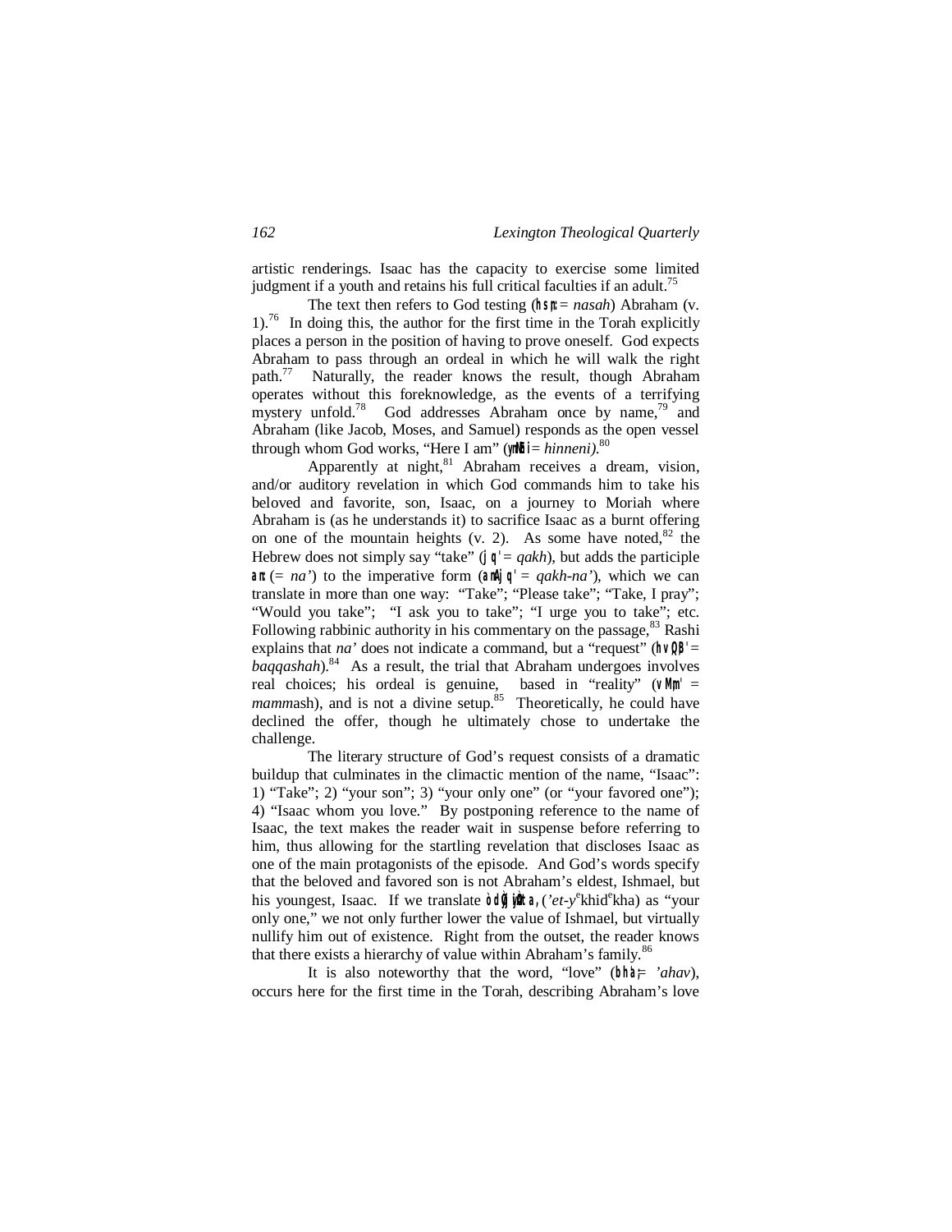artistic renderings. Isaac has the capacity to exercise some limited judgment if a youth and retains his full critical faculties if an adult.[75]

The text then refers to God testing (נסה = *nasah*) Abraham (v. 1).[76] In doing this, the author for the first time in the Torah explicitly places a person in the position of having to prove oneself. God expects Abraham to pass through an ordeal in which he will walk the right path.[77] Naturally, the reader knows the result, though Abraham operates without this foreknowledge, as the events of a terrifying mystery unfold.[78] God addresses Abraham once by name,[79] and Abraham (like Jacob, Moses, and Samuel) responds as the open vessel through whom God works, "Here I am" (הנני = *hinneni).*[80]

Apparently at night,[81] Abraham receives a dream, vision, and/or auditory revelation in which God commands him to take his beloved and favorite, son, Isaac, on a journey to Moriah where Abraham is (as he understands it) to sacrifice Isaac as a burnt offering on one of the mountain heights (v. 2). As some have noted,[82] the Hebrew does not simply say "take" (קח = *qakh*), but adds the participle נא (= *na'*) to the imperative form (קח־נא = *qakh-na'*), which we can translate in more than one way: "Take"; "Please take"; "Take, I pray"; "Would you take"; "I ask you to take"; "I urge you to take"; etc. Following rabbinic authority in his commentary on the passage,[83] Rashi explains that *na'* does not indicate a command, but a "request" (בקשה = *baqqashah*).[84] As a result, the trial that Abraham undergoes involves real choices; his ordeal is genuine, based in "reality" (ממש = *mamm*ash), and is not a divine setup.[85] Theoretically, he could have declined the offer, though he ultimately chose to undertake the challenge.

The literary structure of God's request consists of a dramatic buildup that culminates in the climactic mention of the name, "Isaac": 1) "Take"; 2) "your son"; 3) "your only one" (or "your favored one"); 4) "Isaac whom you love." By postponing reference to the name of Isaac, the text makes the reader wait in suspense before referring to him, thus allowing for the startling revelation that discloses Isaac as one of the main protagonists of the episode. And God's words specify that the beloved and favored son is not Abraham's eldest, Ishmael, but his youngest, Isaac. If we translate את־יחידך (*'et-y*ᵉkhidᵉkha) as "your only one," we not only further lower the value of Ishmael, but virtually nullify him out of existence. Right from the outset, the reader knows that there exists a hierarchy of value within Abraham's family.[86]

It is also noteworthy that the word, "love" (אהב = *'ahav*), occurs here for the first time in the Torah, describing Abraham's love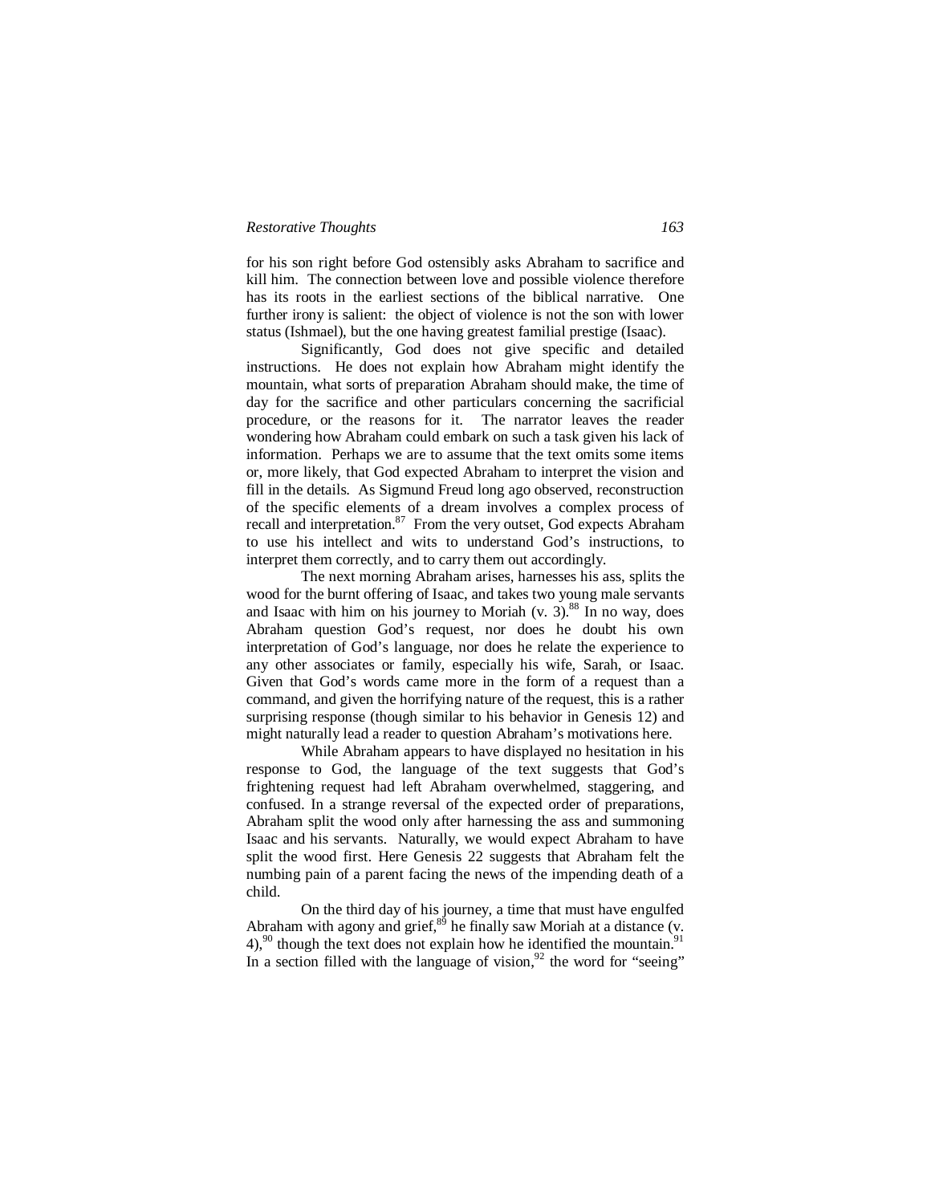for his son right before God ostensibly asks Abraham to sacrifice and kill him. The connection between love and possible violence therefore has its roots in the earliest sections of the biblical narrative. One further irony is salient: the object of violence is not the son with lower status (Ishmael), but the one having greatest familial prestige (Isaac).

Significantly, God does not give specific and detailed instructions. He does not explain how Abraham might identify the mountain, what sorts of preparation Abraham should make, the time of day for the sacrifice and other particulars concerning the sacrificial procedure, or the reasons for it. The narrator leaves the reader wondering how Abraham could embark on such a task given his lack of information. Perhaps we are to assume that the text omits some items or, more likely, that God expected Abraham to interpret the vision and fill in the details. As Sigmund Freud long ago observed, reconstruction of the specific elements of a dream involves a complex process of recall and interpretation.[87] From the very outset, God expects Abraham to use his intellect and wits to understand God's instructions, to interpret them correctly, and to carry them out accordingly.

The next morning Abraham arises, harnesses his ass, splits the wood for the burnt offering of Isaac, and takes two young male servants and Isaac with him on his journey to Moriah (v. 3).[88] In no way, does Abraham question God's request, nor does he doubt his own interpretation of God's language, nor does he relate the experience to any other associates or family, especially his wife, Sarah, or Isaac. Given that God's words came more in the form of a request than a command, and given the horrifying nature of the request, this is a rather surprising response (though similar to his behavior in Genesis 12) and might naturally lead a reader to question Abraham's motivations here.

While Abraham appears to have displayed no hesitation in his response to God, the language of the text suggests that God's frightening request had left Abraham overwhelmed, staggering, and confused. In a strange reversal of the expected order of preparations, Abraham split the wood only after harnessing the ass and summoning Isaac and his servants. Naturally, we would expect Abraham to have split the wood first. Here Genesis 22 suggests that Abraham felt the numbing pain of a parent facing the news of the impending death of a child.

On the third day of his journey, a time that must have engulfed Abraham with agony and grief,[89] he finally saw Moriah at a distance (v. 4),[90] though the text does not explain how he identified the mountain.[91] In a section filled with the language of vision,[92] the word for "seeing"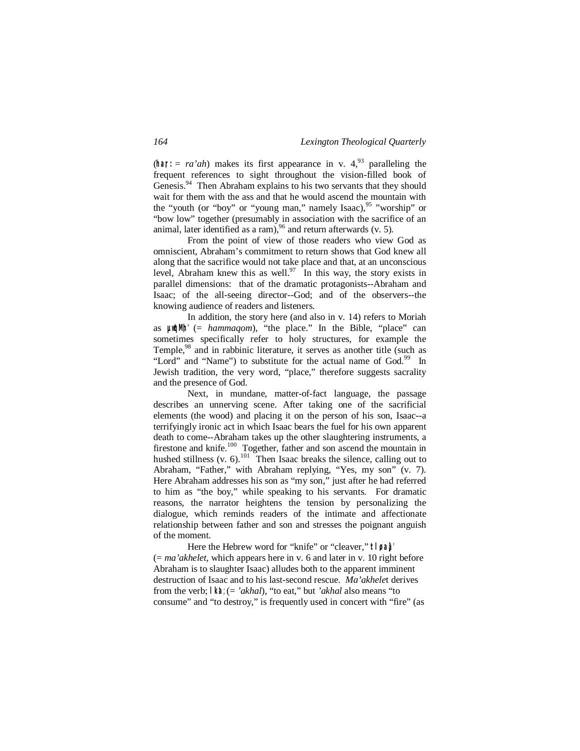(har: = *ra'ah*) makes its first appearance in v. 4,[93] paralleling the frequent references to sight throughout the vision-filled book of Genesis.[94] Then Abraham explains to his two servants that they should wait for them with the ass and that he would ascend the mountain with the "youth (or "boy" or "young man," namely Isaac),[95] "worship" or "bow low" together (presumably in association with the sacrifice of an animal, later identified as a ram),[96] and return afterwards (v. 5).

From the point of view of those readers who view God as omniscient, Abraham's commitment to return shows that God knew all along that the sacrifice would not take place and that, at an unconscious level, Abraham knew this as well.[97] In this way, the story exists in parallel dimensions: that of the dramatic protagonists--Abraham and Isaac; of the all-seeing director--God; and of the observers--the knowing audience of readers and listeners.

In addition, the story here (and also in v. 14) refers to Moriah as µwqMh' (= *hammaqom*), "the place." In the Bible, "place" can sometimes specifically refer to holy structures, for example the Temple,[98] and in rabbinic literature, it serves as another title (such as "Lord" and "Name") to substitute for the actual name of God.[99] In Jewish tradition, the very word, "place," therefore suggests sacrality and the presence of God.

Next, in mundane, matter-of-fact language, the passage describes an unnerving scene. After taking one of the sacrificial elements (the wood) and placing it on the person of his son, Isaac--a terrifyingly ironic act in which Isaac bears the fuel for his own apparent death to come--Abraham takes up the other slaughtering instruments, a firestone and knife.[100] Together, father and son ascend the mountain in hushed stillness (v. 6).[101] Then Isaac breaks the silence, calling out to Abraham, "Father," with Abraham replying, "Yes, my son" (v. 7). Here Abraham addresses his son as "my son," just after he had referred to him as "the boy," while speaking to his servants. For dramatic reasons, the narrator heightens the tension by personalizing the dialogue, which reminds readers of the intimate and affectionate relationship between father and son and stresses the poignant anguish of the moment.

Here the Hebrew word for "knife" or "cleaver," tl,ka}m' (= *ma'akhelet,* which appears here in v. 6 and later in v. 10 right before Abraham is to slaughter Isaac) alludes both to the apparent imminent destruction of Isaac and to his last-second rescue. *Ma'akhele*t derives from the verb; lk'a; (= *'akhal*), "to eat," but *'akhal* also means "to consume" and "to destroy," is frequently used in concert with "fire" (as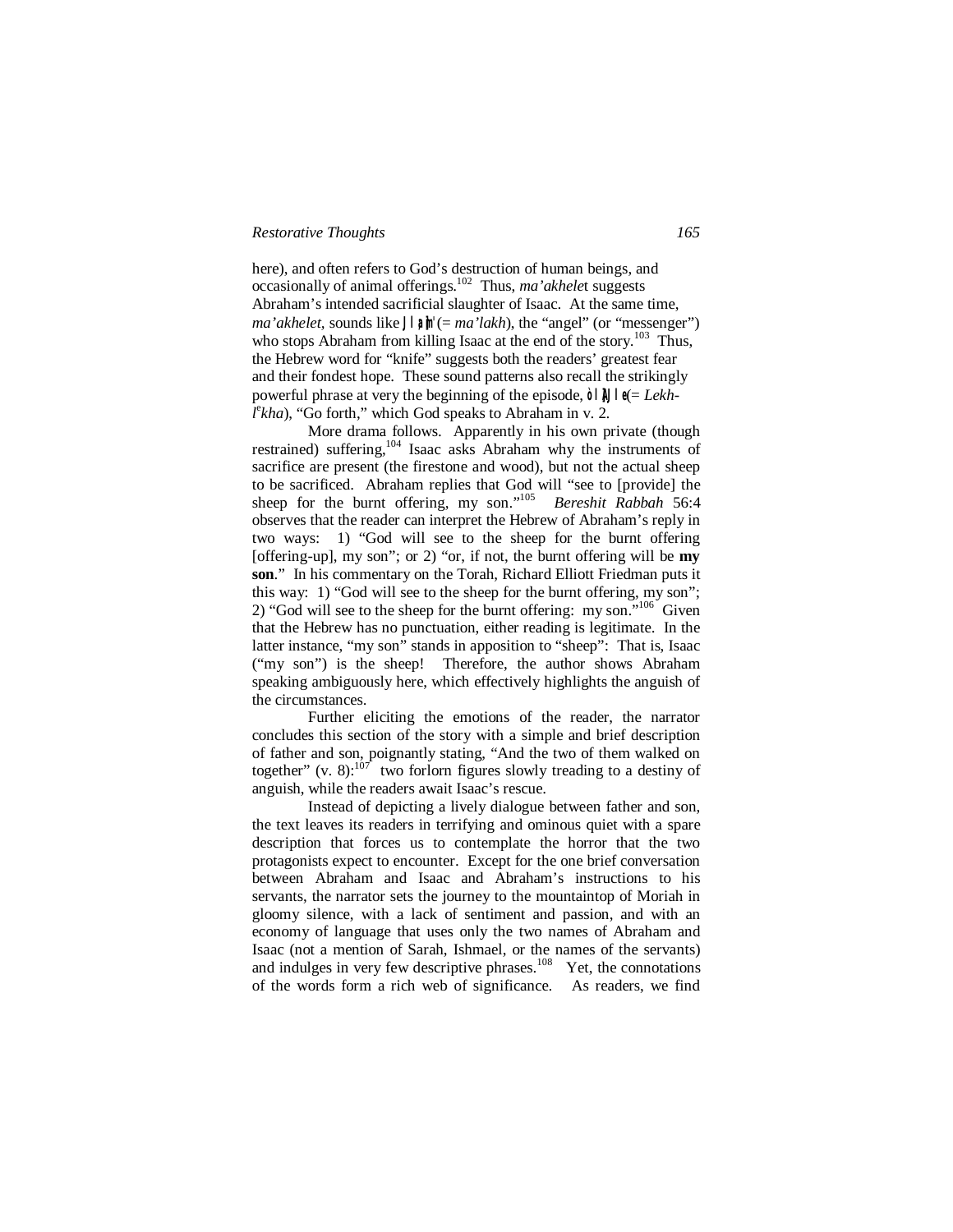here), and often refers to God's destruction of human beings, and occasionally of animal offerings.[102] Thus, *ma'akhelet* suggests Abraham's intended sacrificial slaughter of Isaac. At the same time, *ma'akhelet*, sounds like מַלְאָךְ (= *ma'lakh*), the "angel" (or "messenger") who stops Abraham from killing Isaac at the end of the story.[103] Thus, the Hebrew word for "knife" suggests both the readers' greatest fear and their fondest hope. These sound patterns also recall the strikingly powerful phrase at very the beginning of the episode, לֶךְ־לְךָ (= *Lekh-lekha*), "Go forth," which God speaks to Abraham in v. 2.

More drama follows. Apparently in his own private (though restrained) suffering,[104] Isaac asks Abraham why the instruments of sacrifice are present (the firestone and wood), but not the actual sheep to be sacrificed. Abraham replies that God will "see to [provide] the sheep for the burnt offering, my son."[105] *Bereshit Rabbah* 56:4 observes that the reader can interpret the Hebrew of Abraham's reply in two ways: 1) "God will see to the sheep for the burnt offering [offering-up], my son"; or 2) "or, if not, the burnt offering will be **my son**." In his commentary on the Torah, Richard Elliott Friedman puts it this way: 1) "God will see to the sheep for the burnt offering, my son"; 2) "God will see to the sheep for the burnt offering: my son."[106] Given that the Hebrew has no punctuation, either reading is legitimate. In the latter instance, "my son" stands in apposition to "sheep": That is, Isaac ("my son") is the sheep! Therefore, the author shows Abraham speaking ambiguously here, which effectively highlights the anguish of the circumstances.

Further eliciting the emotions of the reader, the narrator concludes this section of the story with a simple and brief description of father and son, poignantly stating, "And the two of them walked on together" (v. 8):[107] two forlorn figures slowly treading to a destiny of anguish, while the readers await Isaac's rescue.

Instead of depicting a lively dialogue between father and son, the text leaves its readers in terrifying and ominous quiet with a spare description that forces us to contemplate the horror that the two protagonists expect to encounter. Except for the one brief conversation between Abraham and Isaac and Abraham's instructions to his servants, the narrator sets the journey to the mountaintop of Moriah in gloomy silence, with a lack of sentiment and passion, and with an economy of language that uses only the two names of Abraham and Isaac (not a mention of Sarah, Ishmael, or the names of the servants) and indulges in very few descriptive phrases.[108] Yet, the connotations of the words form a rich web of significance. As readers, we find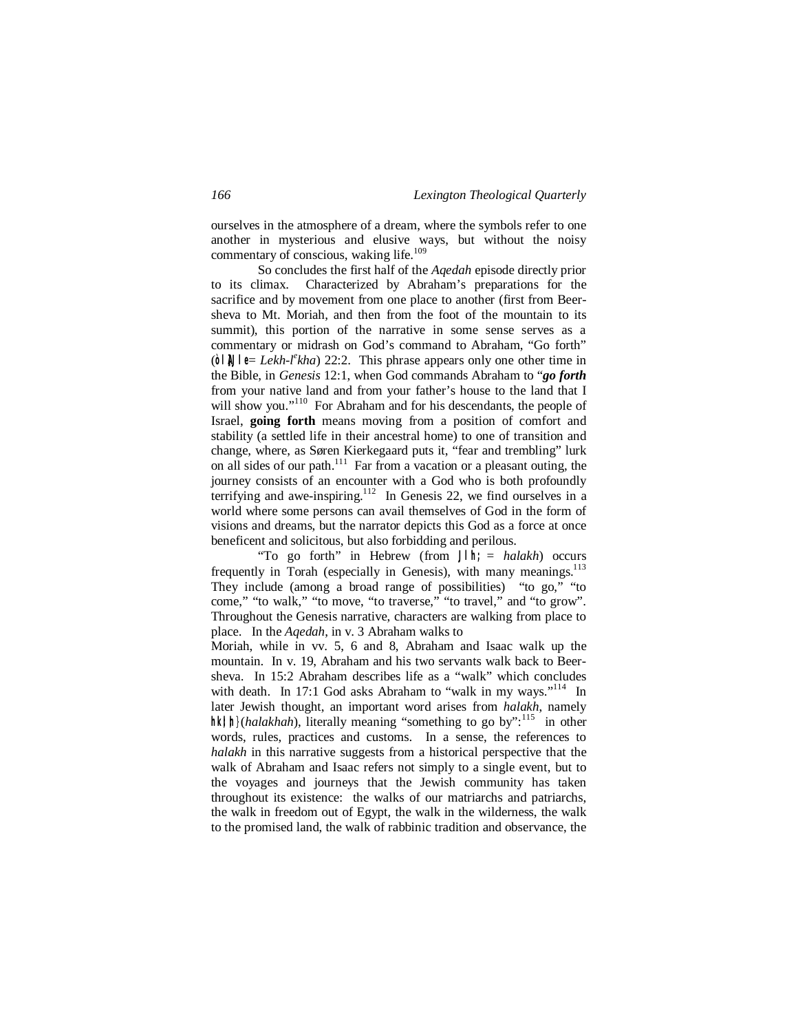ourselves in the atmosphere of a dream, where the symbols refer to one another in mysterious and elusive ways, but without the noisy commentary of conscious, waking life.[109]

So concludes the first half of the *Aqedah* episode directly prior to its climax. Characterized by Abraham's preparations for the sacrifice and by movement from one place to another (first from Beer-sheva to Mt. Moriah, and then from the foot of the mountain to its summit), this portion of the narrative in some sense serves as a commentary or midrash on God's command to Abraham, "Go forth" (ò l ÂJ l e= *Lekh-l^ekha*) 22:2. This phrase appears only one other time in the Bible, in *Genesis* 12:1, when God commands Abraham to "***go forth*** from your native land and from your father's house to the land that I will show you."[110] For Abraham and for his descendants, the people of Israel, **going forth** means moving from a position of comfort and stability (a settled life in their ancestral home) to one of transition and change, where, as Søren Kierkegaard puts it, "fear and trembling" lurk on all sides of our path.[111] Far from a vacation or a pleasant outing, the journey consists of an encounter with a God who is both profoundly terrifying and awe-inspiring.[112] In Genesis 22, we find ourselves in a world where some persons can avail themselves of God in the form of visions and dreams, but the narrator depicts this God as a force at once beneficent and solicitous, but also forbidding and perilous.

"To go forth" in Hebrew (from J l h; = *halakh*) occurs frequently in Torah (especially in Genesis), with many meanings.[113] They include (among a broad range of possibilities) "to go," "to come," "to walk," "to move, "to traverse," "to travel," and "to grow". Throughout the Genesis narrative, characters are walking from place to place. In the *Aqedah*, in v. 3 Abraham walks to Moriah, while in vv. 5, 6 and 8, Abraham and Isaac walk up the mountain. In v. 19, Abraham and his two servants walk back to Beer-sheva. In 15:2 Abraham describes life as a "walk" which concludes with death. In 17:1 God asks Abraham to "walk in my ways."[114] In later Jewish thought, an important word arises from *halakh*, namely hk|h}(*halakhah*), literally meaning "something to go by":[115] in other words, rules, practices and customs. In a sense, the references to *halakh* in this narrative suggests from a historical perspective that the walk of Abraham and Isaac refers not simply to a single event, but to the voyages and journeys that the Jewish community has taken throughout its existence: the walks of our matriarchs and patriarchs, the walk in freedom out of Egypt, the walk in the wilderness, the walk to the promised land, the walk of rabbinic tradition and observance, the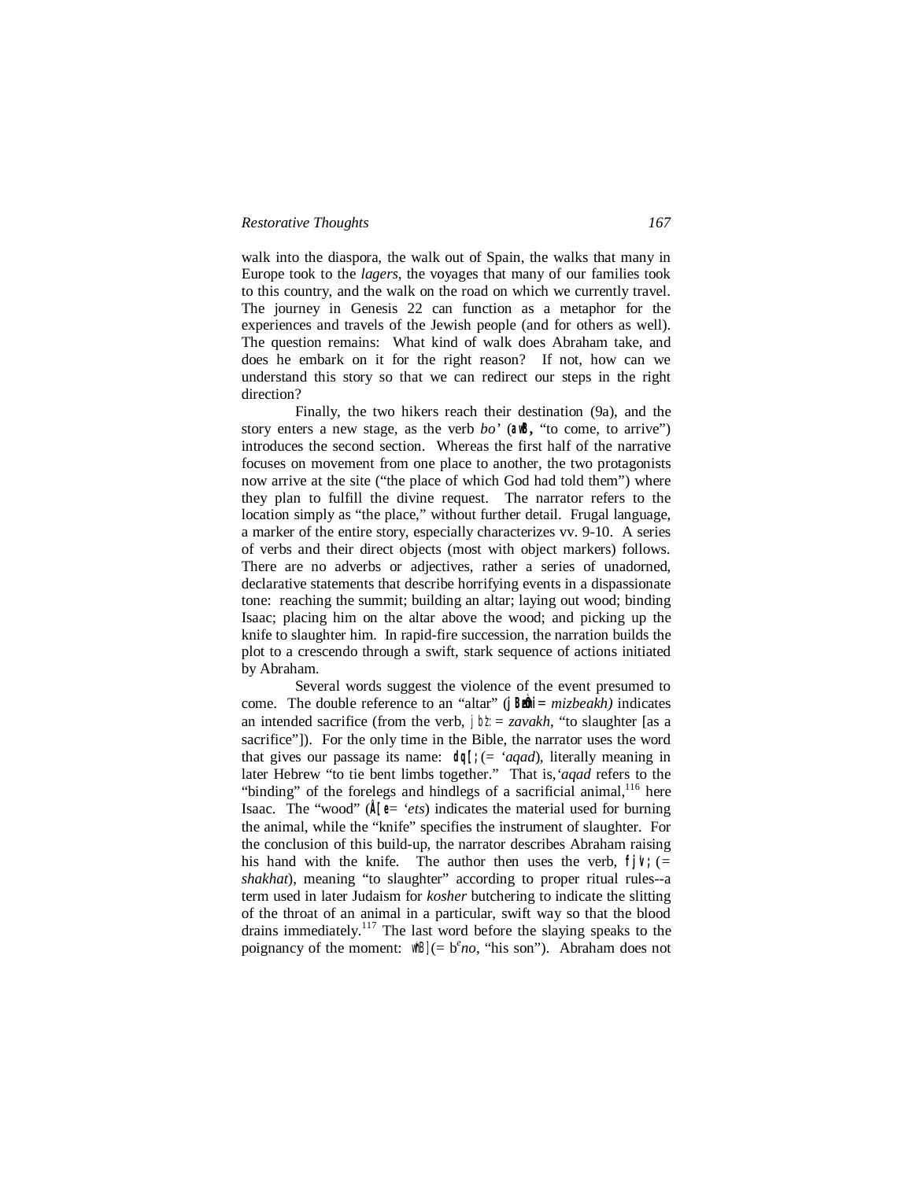walk into the diaspora, the walk out of Spain, the walks that many in Europe took to the *lagers*, the voyages that many of our families took to this country, and the walk on the road on which we currently travel. The journey in Genesis 22 can function as a metaphor for the experiences and travels of the Jewish people (and for others as well). The question remains: What kind of walk does Abraham take, and does he embark on it for the right reason? If not, how can we understand this story so that we can redirect our steps in the right direction?

Finally, the two hikers reach their destination (9a), and the story enters a new stage, as the verb *bo'* (aoB, "to come, to arrive") introduces the second section. Whereas the first half of the narrative focuses on movement from one place to another, the two protagonists now arrive at the site ("the place of which God had told them") where they plan to fulfill the divine request. The narrator refers to the location simply as "the place," without further detail. Frugal language, a marker of the entire story, especially characterizes vv. 9-10. A series of verbs and their direct objects (most with object markers) follows. There are no adverbs or adjectives, rather a series of unadorned, declarative statements that describe horrifying events in a dispassionate tone: reaching the summit; building an altar; laying out wood; binding Isaac; placing him on the altar above the wood; and picking up the knife to slaughter him. In rapid-fire succession, the narration builds the plot to a crescendo through a swift, stark sequence of actions initiated by Abraham.

Several words suggest the violence of the event presumed to come. The double reference to an "altar" (j Beêzmi = *mizbeakh)* indicates an intended sacrifice (from the verb, j bz: = *zavakh*, "to slaughter [as a sacrifice"]). For the only time in the Bible, the narrator uses the word that gives our passage its name: dq[; (= *'aqad*), literally meaning in later Hebrew "to tie bent limbs together." That is, *'aqad* refers to the "binding" of the forelegs and hindlegs of a sacrificial animal,[116] here Isaac. The "wood" (Å[e= *'ets*) indicates the material used for burning the animal, while the "knife" specifies the instrument of slaughter. For the conclusion of this build-up, the narrator describes Abraham raising his hand with the knife. The author then uses the verb, fjv; (= *shakhat*), meaning "to slaughter" according to proper ritual rules--a term used in later Judaism for *kosher* butchering to indicate the slitting of the throat of an animal in a particular, swift way so that the blood drains immediately.[117] The last word before the slaying speaks to the poignancy of the moment: wnB] (= b$^e$*no*, "his son"). Abraham does not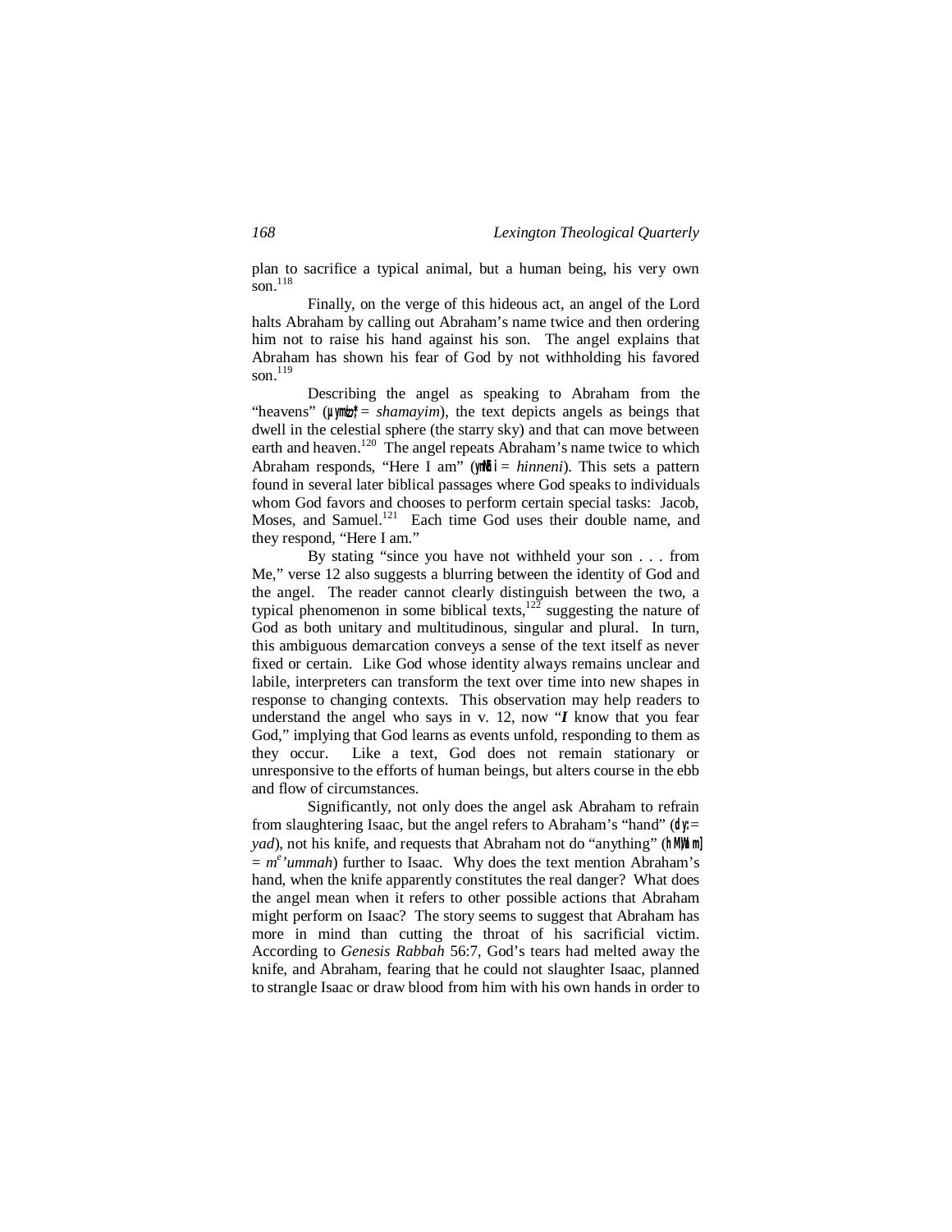plan to sacrifice a typical animal, but a human being, his very own son.[118]

Finally, on the verge of this hideous act, an angel of the Lord halts Abraham by calling out Abraham's name twice and then ordering him not to raise his hand against his son. The angel explains that Abraham has shown his fear of God by not withholding his favored son.[119]

Describing the angel as speaking to Abraham from the "heavens" (שָׁמַיִם = *shamayim*), the text depicts angels as beings that dwell in the celestial sphere (the starry sky) and that can move between earth and heaven.[120] The angel repeats Abraham's name twice to which Abraham responds, "Here I am" (הִנֵּנִי = *hinneni*). This sets a pattern found in several later biblical passages where God speaks to individuals whom God favors and chooses to perform certain special tasks: Jacob, Moses, and Samuel.[121] Each time God uses their double name, and they respond, "Here I am."

By stating "since you have not withheld your son . . . from Me," verse 12 also suggests a blurring between the identity of God and the angel. The reader cannot clearly distinguish between the two, a typical phenomenon in some biblical texts,[122] suggesting the nature of God as both unitary and multitudinous, singular and plural. In turn, this ambiguous demarcation conveys a sense of the text itself as never fixed or certain. Like God whose identity always remains unclear and labile, interpreters can transform the text over time into new shapes in response to changing contexts. This observation may help readers to understand the angel who says in v. 12, now "***I*** know that you fear God," implying that God learns as events unfold, responding to them as they occur. Like a text, God does not remain stationary or unresponsive to the efforts of human beings, but alters course in the ebb and flow of circumstances.

Significantly, not only does the angel ask Abraham to refrain from slaughtering Isaac, but the angel refers to Abraham's "hand" (יָד = *yad*), not his knife, and requests that Abraham not do "anything" (מְאוּמָה = *m*[e]*'ummah*) further to Isaac. Why does the text mention Abraham's hand, when the knife apparently constitutes the real danger? What does the angel mean when it refers to other possible actions that Abraham might perform on Isaac? The story seems to suggest that Abraham has more in mind than cutting the throat of his sacrificial victim. According to *Genesis Rabbah* 56:7, God's tears had melted away the knife, and Abraham, fearing that he could not slaughter Isaac, planned to strangle Isaac or draw blood from him with his own hands in order to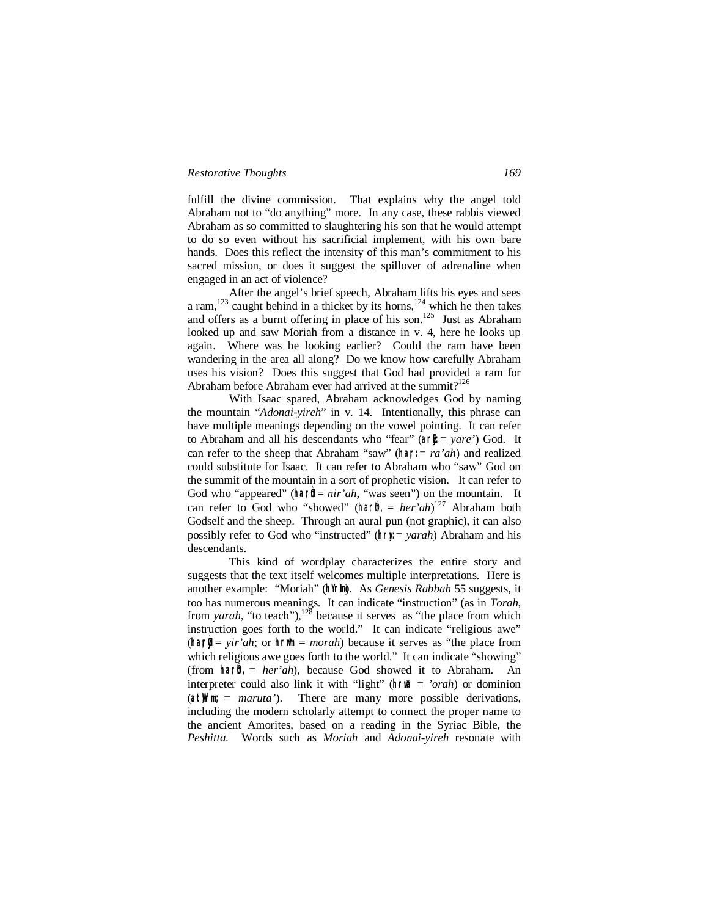fulfill the divine commission. That explains why the angel told Abraham not to "do anything" more. In any case, these rabbis viewed Abraham as so committed to slaughtering his son that he would attempt to do so even without his sacrificial implement, with his own bare hands. Does this reflect the intensity of this man's commitment to his sacred mission, or does it suggest the spillover of adrenaline when engaged in an act of violence?

After the angel's brief speech, Abraham lifts his eyes and sees a ram,[123] caught behind in a thicket by its horns,[124] which he then takes and offers as a burnt offering in place of his son.[125] Just as Abraham looked up and saw Moriah from a distance in v. 4, here he looks up again. Where was he looking earlier? Could the ram have been wandering in the area all along? Do we know how carefully Abraham uses his vision? Does this suggest that God had provided a ram for Abraham before Abraham ever had arrived at the summit?[126]

With Isaac spared, Abraham acknowledges God by naming the mountain "*Adonai-yireh*" in v. 14. Intentionally, this phrase can have multiple meanings depending on the vowel pointing. It can refer to Abraham and all his descendants who "fear" (arEy: = *yare'*) God. It can refer to the sheep that Abraham "saw" (har: = *ra'ah*) and realized could substitute for Isaac. It can refer to Abraham who "saw" God on the summit of the mountain in a sort of prophetic vision. It can refer to God who "appeared" (harn] = *nir'ah*, "was seen") on the mountain. It can refer to God who "showed" (harÒh, = *her'ah*)[127] Abraham both Godself and the sheep. Through an aural pun (not graphic), it can also possibly refer to God who "instructed" (hry: = *yarah*) Abraham and his descendants.

This kind of wordplay characterizes the entire story and suggests that the text itself welcomes multiple interpretations. Here is another example: "Moriah" (hYrmo). As *Genesis Rabbah* 55 suggests, it too has numerous meanings. It can indicate "instruction" (as in *Torah*, from *yarah*, "to teach"),[128] because it serves as "the place from which instruction goes forth to the world." It can indicate "religious awe" (harÒy] = *yir'ah*; or hrwm = *morah*) because it serves as "the place from which religious awe goes forth to the world." It can indicate "showing" (from harÒh, = *her'ah*), because God showed it to Abraham. An interpreter could also link it with "light" (hrwa = *'orah*) or dominion (atWrm; = *maruta'*). There are many more possible derivations, including the modern scholarly attempt to connect the proper name to the ancient Amorites, based on a reading in the Syriac Bible, the *Peshitta*. Words such as *Moriah* and *Adonai-yireh* resonate with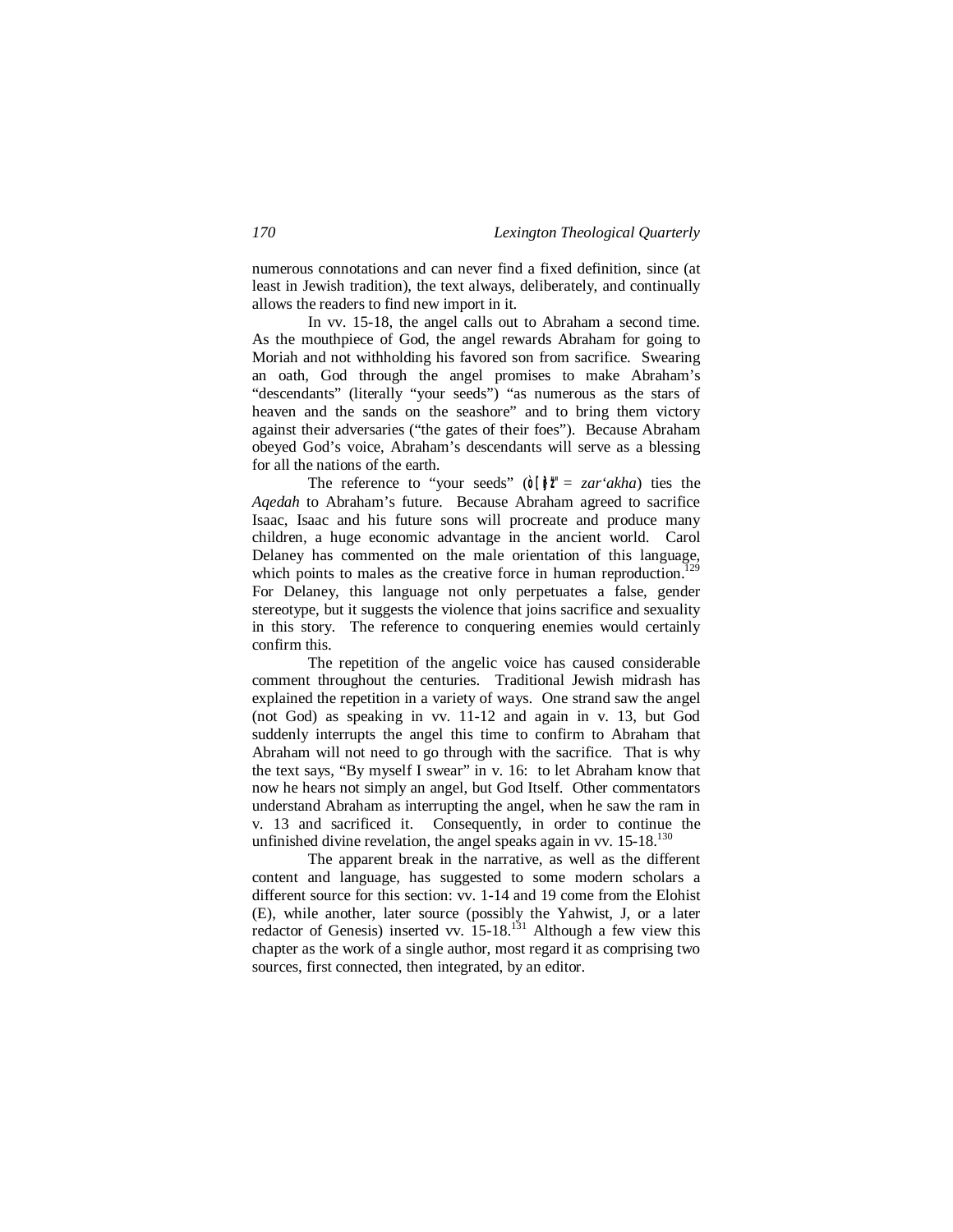numerous connotations and can never find a fixed definition, since (at least in Jewish tradition), the text always, deliberately, and continually allows the readers to find new import in it.

In vv. 15-18, the angel calls out to Abraham a second time. As the mouthpiece of God, the angel rewards Abraham for going to Moriah and not withholding his favored son from sacrifice. Swearing an oath, God through the angel promises to make Abraham's "descendants" (literally "your seeds") "as numerous as the stars of heaven and the sands on the seashore" and to bring them victory against their adversaries ("the gates of their foes"). Because Abraham obeyed God's voice, Abraham's descendants will serve as a blessing for all the nations of the earth.

The reference to "your seeds" (זַרְעֲךָ = *zar'akha*) ties the *Aqedah* to Abraham's future. Because Abraham agreed to sacrifice Isaac, Isaac and his future sons will procreate and produce many children, a huge economic advantage in the ancient world. Carol Delaney has commented on the male orientation of this language, which points to males as the creative force in human reproduction.[129] For Delaney, this language not only perpetuates a false, gender stereotype, but it suggests the violence that joins sacrifice and sexuality in this story. The reference to conquering enemies would certainly confirm this.

The repetition of the angelic voice has caused considerable comment throughout the centuries. Traditional Jewish midrash has explained the repetition in a variety of ways. One strand saw the angel (not God) as speaking in vv. 11-12 and again in v. 13, but God suddenly interrupts the angel this time to confirm to Abraham that Abraham will not need to go through with the sacrifice. That is why the text says, "By myself I swear" in v. 16: to let Abraham know that now he hears not simply an angel, but God Itself. Other commentators understand Abraham as interrupting the angel, when he saw the ram in v. 13 and sacrificed it. Consequently, in order to continue the unfinished divine revelation, the angel speaks again in vv. 15-18.[130]

The apparent break in the narrative, as well as the different content and language, has suggested to some modern scholars a different source for this section: vv. 1-14 and 19 come from the Elohist (E), while another, later source (possibly the Yahwist, J, or a later redactor of Genesis) inserted vv. 15-18.[131] Although a few view this chapter as the work of a single author, most regard it as comprising two sources, first connected, then integrated, by an editor.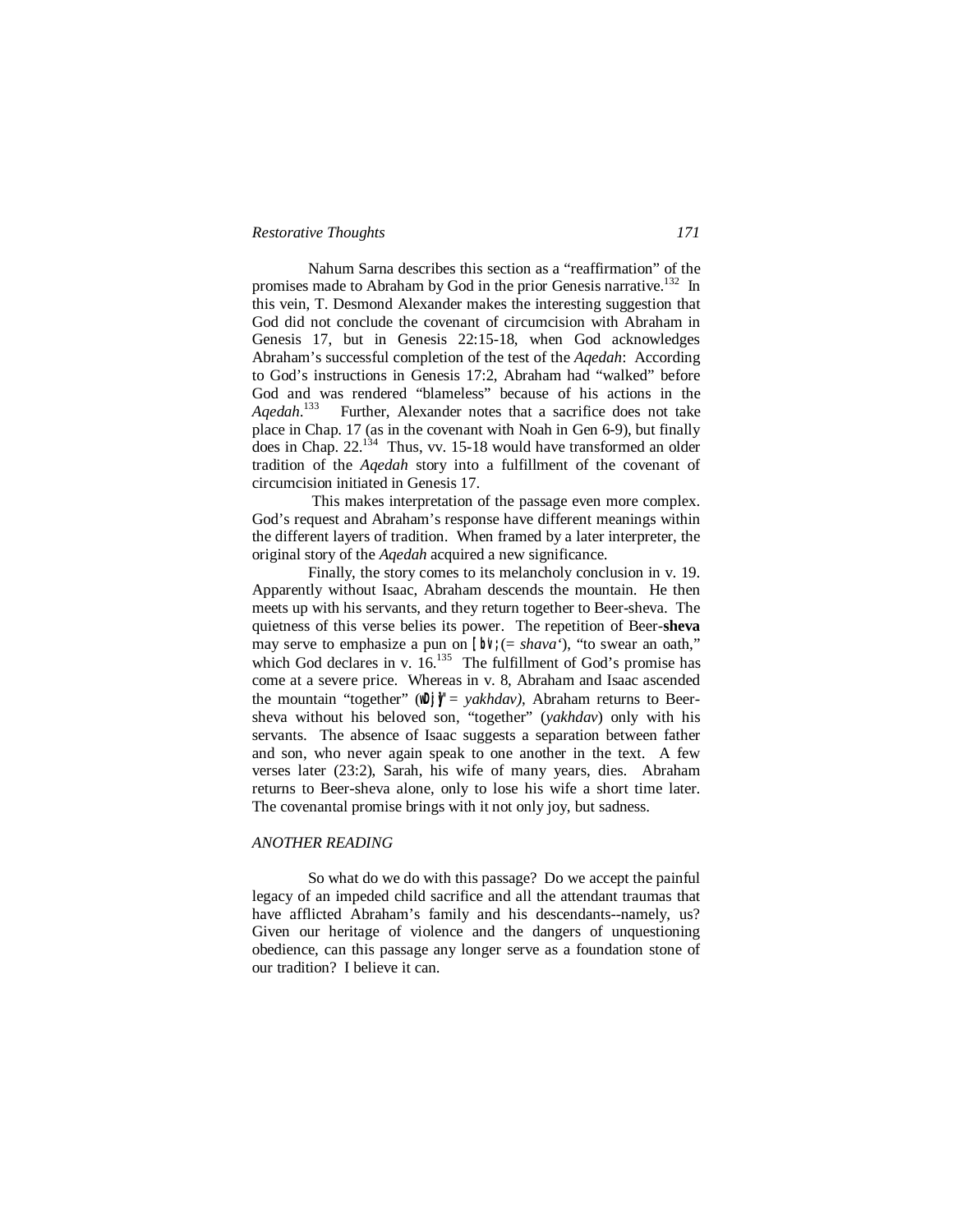Nahum Sarna describes this section as a “reaffirmation” of the promises made to Abraham by God in the prior Genesis narrative.[132] In this vein, T. Desmond Alexander makes the interesting suggestion that God did not conclude the covenant of circumcision with Abraham in Genesis 17, but in Genesis 22:15-18, when God acknowledges Abraham’s successful completion of the test of the *Aqedah*: According to God’s instructions in Genesis 17:2, Abraham had “walked” before God and was rendered “blameless” because of his actions in the *Aqedah*.[133] Further, Alexander notes that a sacrifice does not take place in Chap. 17 (as in the covenant with Noah in Gen 6-9), but finally does in Chap. 22.[134] Thus, vv. 15-18 would have transformed an older tradition of the *Aqedah* story into a fulfillment of the covenant of circumcision initiated in Genesis 17.

This makes interpretation of the passage even more complex. God’s request and Abraham’s response have different meanings within the different layers of tradition. When framed by a later interpreter, the original story of the *Aqedah* acquired a new significance.

Finally, the story comes to its melancholy conclusion in v. 19. Apparently without Isaac, Abraham descends the mountain. He then meets up with his servants, and they return together to Beer-sheva. The quietness of this verse belies its power. The repetition of Beer-**sheva** may serve to emphasize a pun on [bv; (= *shava‘*), “to swear an oath,” which God declares in v. 16.[135] The fulfillment of God’s promise has come at a severe price. Whereas in v. 8, Abraham and Isaac ascended the mountain “together” (wDjy" = *yakhdav)*, Abraham returns to Beer-sheva without his beloved son, “together” (*yakhdav*) only with his servants. The absence of Isaac suggests a separation between father and son, who never again speak to one another in the text. A few verses later (23:2), Sarah, his wife of many years, dies. Abraham returns to Beer-sheva alone, only to lose his wife a short time later. The covenantal promise brings with it not only joy, but sadness.

## *ANOTHER READING*

So what do we do with this passage? Do we accept the painful legacy of an impeded child sacrifice and all the attendant traumas that have afflicted Abraham’s family and his descendants--namely, us? Given our heritage of violence and the dangers of unquestioning obedience, can this passage any longer serve as a foundation stone of our tradition? I believe it can.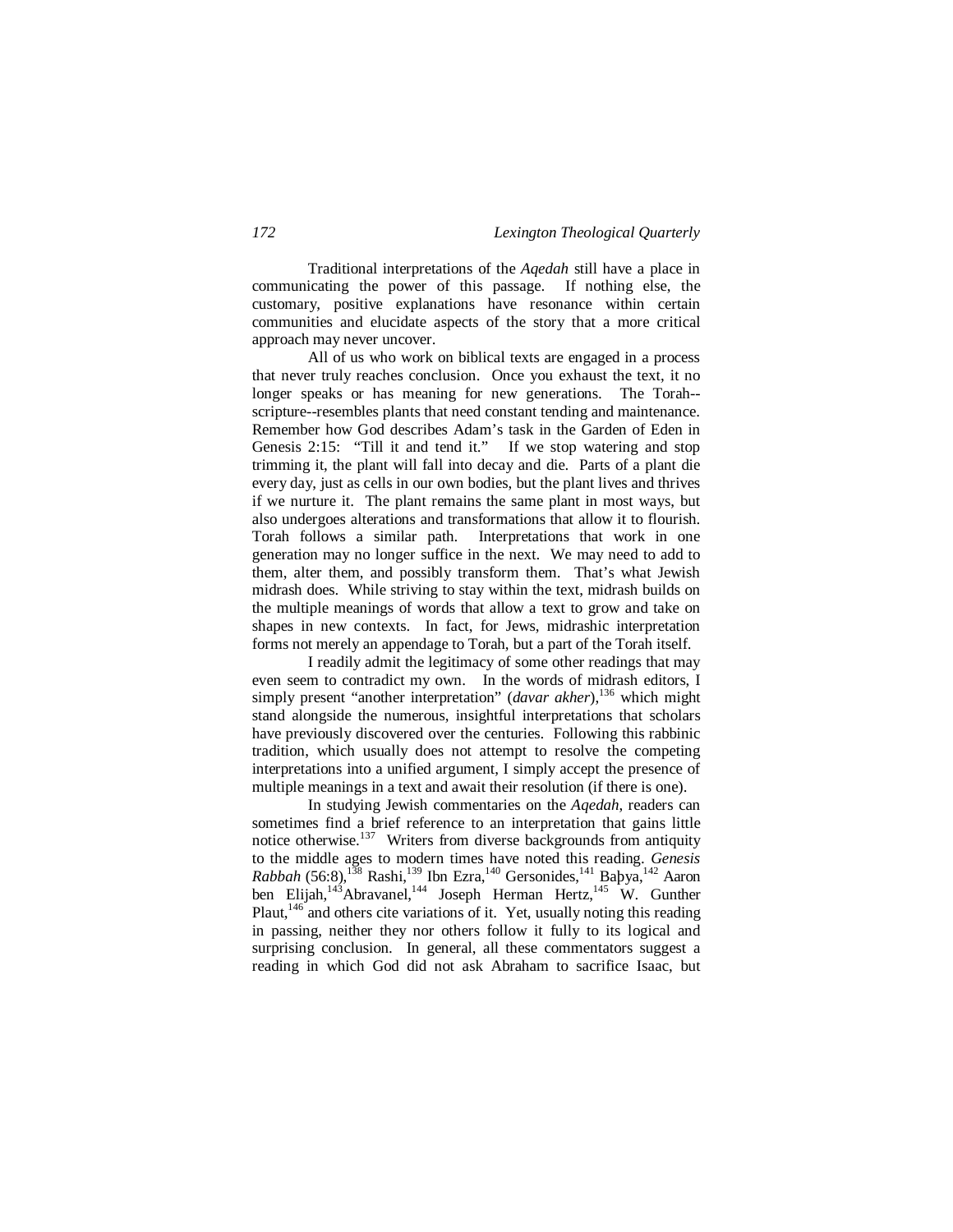Traditional interpretations of the *Aqedah* still have a place in communicating the power of this passage. If nothing else, the customary, positive explanations have resonance within certain communities and elucidate aspects of the story that a more critical approach may never uncover.

All of us who work on biblical texts are engaged in a process that never truly reaches conclusion. Once you exhaust the text, it no longer speaks or has meaning for new generations. The Torah--scripture--resembles plants that need constant tending and maintenance. Remember how God describes Adam's task in the Garden of Eden in Genesis 2:15: "Till it and tend it." If we stop watering and stop trimming it, the plant will fall into decay and die. Parts of a plant die every day, just as cells in our own bodies, but the plant lives and thrives if we nurture it. The plant remains the same plant in most ways, but also undergoes alterations and transformations that allow it to flourish. Torah follows a similar path. Interpretations that work in one generation may no longer suffice in the next. We may need to add to them, alter them, and possibly transform them. That's what Jewish midrash does. While striving to stay within the text, midrash builds on the multiple meanings of words that allow a text to grow and take on shapes in new contexts. In fact, for Jews, midrashic interpretation forms not merely an appendage to Torah, but a part of the Torah itself.

I readily admit the legitimacy of some other readings that may even seem to contradict my own. In the words of midrash editors, I simply present "another interpretation" (*davar akher*),[136] which might stand alongside the numerous, insightful interpretations that scholars have previously discovered over the centuries. Following this rabbinic tradition, which usually does not attempt to resolve the competing interpretations into a unified argument, I simply accept the presence of multiple meanings in a text and await their resolution (if there is one).

In studying Jewish commentaries on the *Aqedah*, readers can sometimes find a brief reference to an interpretation that gains little notice otherwise.[137] Writers from diverse backgrounds from antiquity to the middle ages to modern times have noted this reading. *Genesis Rabbah* (56:8),[138] Rashi,[139] Ibn Ezra,[140] Gersonides,[141] Baþya,[142] Aaron ben Elijah,[143] Abravanel,[144] Joseph Herman Hertz,[145] W. Gunther Plaut,[146] and others cite variations of it. Yet, usually noting this reading in passing, neither they nor others follow it fully to its logical and surprising conclusion. In general, all these commentators suggest a reading in which God did not ask Abraham to sacrifice Isaac, but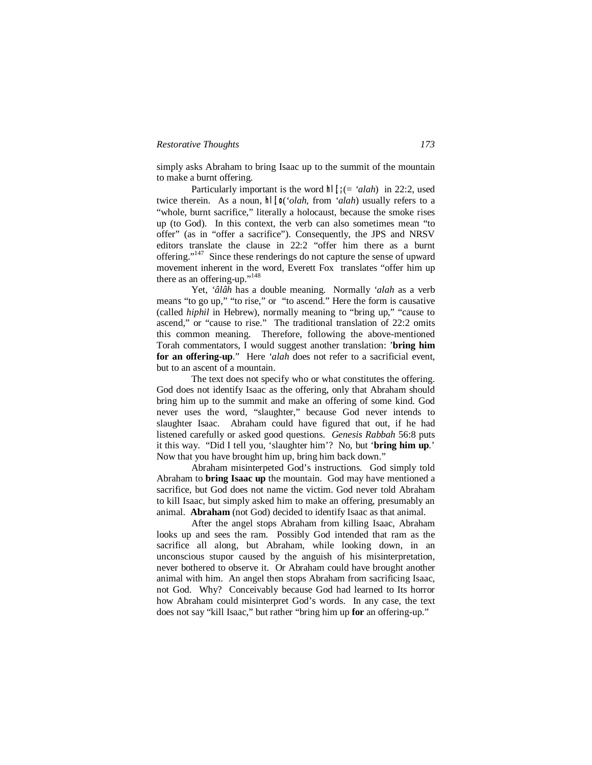simply asks Abraham to bring Isaac up to the summit of the mountain to make a burnt offering.

Particularly important is the word hl[;(= *'alah*) in 22:2, used twice therein. As a noun, hl[o(*'olah*, from *'alah*) usually refers to a "whole, burnt sacrifice," literally a holocaust, because the smoke rises up (to God). In this context, the verb can also sometimes mean "to offer" (as in "offer a sacrifice"). Consequently, the JPS and NRSV editors translate the clause in 22:2 "offer him there as a burnt offering."[147] Since these renderings do not capture the sense of upward movement inherent in the word, Everett Fox translates "offer him up there as an offering-up."[148]

Yet, *'âlâh* has a double meaning. Normally *'alah* as a verb means "to go up," "to rise," or "to ascend." Here the form is causative (called *hiphil* in Hebrew), normally meaning to "bring up," "cause to ascend," or "cause to rise." The traditional translation of 22:2 omits this common meaning. Therefore, following the above-mentioned Torah commentators, I would suggest another translation: '**bring him for an offering-up**." Here *'alah* does not refer to a sacrificial event, but to an ascent of a mountain.

The text does not specify who or what constitutes the offering. God does not identify Isaac as the offering, only that Abraham should bring him up to the summit and make an offering of some kind. God never uses the word, "slaughter," because God never intends to slaughter Isaac. Abraham could have figured that out, if he had listened carefully or asked good questions. *Genesis Rabbah* 56:8 puts it this way. "Did I tell you, 'slaughter him'? No, but '**bring him up**.' Now that you have brought him up, bring him back down."

Abraham misinterpeted God's instructions. God simply told Abraham to **bring Isaac up** the mountain. God may have mentioned a sacrifice, but God does not name the victim. God never told Abraham to kill Isaac, but simply asked him to make an offering, presumably an animal. **Abraham** (not God) decided to identify Isaac as that animal.

After the angel stops Abraham from killing Isaac, Abraham looks up and sees the ram. Possibly God intended that ram as the sacrifice all along, but Abraham, while looking down, in an unconscious stupor caused by the anguish of his misinterpretation, never bothered to observe it. Or Abraham could have brought another animal with him. An angel then stops Abraham from sacrificing Isaac, not God. Why? Conceivably because God had learned to Its horror how Abraham could misinterpret God's words. In any case, the text does not say "kill Isaac," but rather "bring him up **for** an offering-up."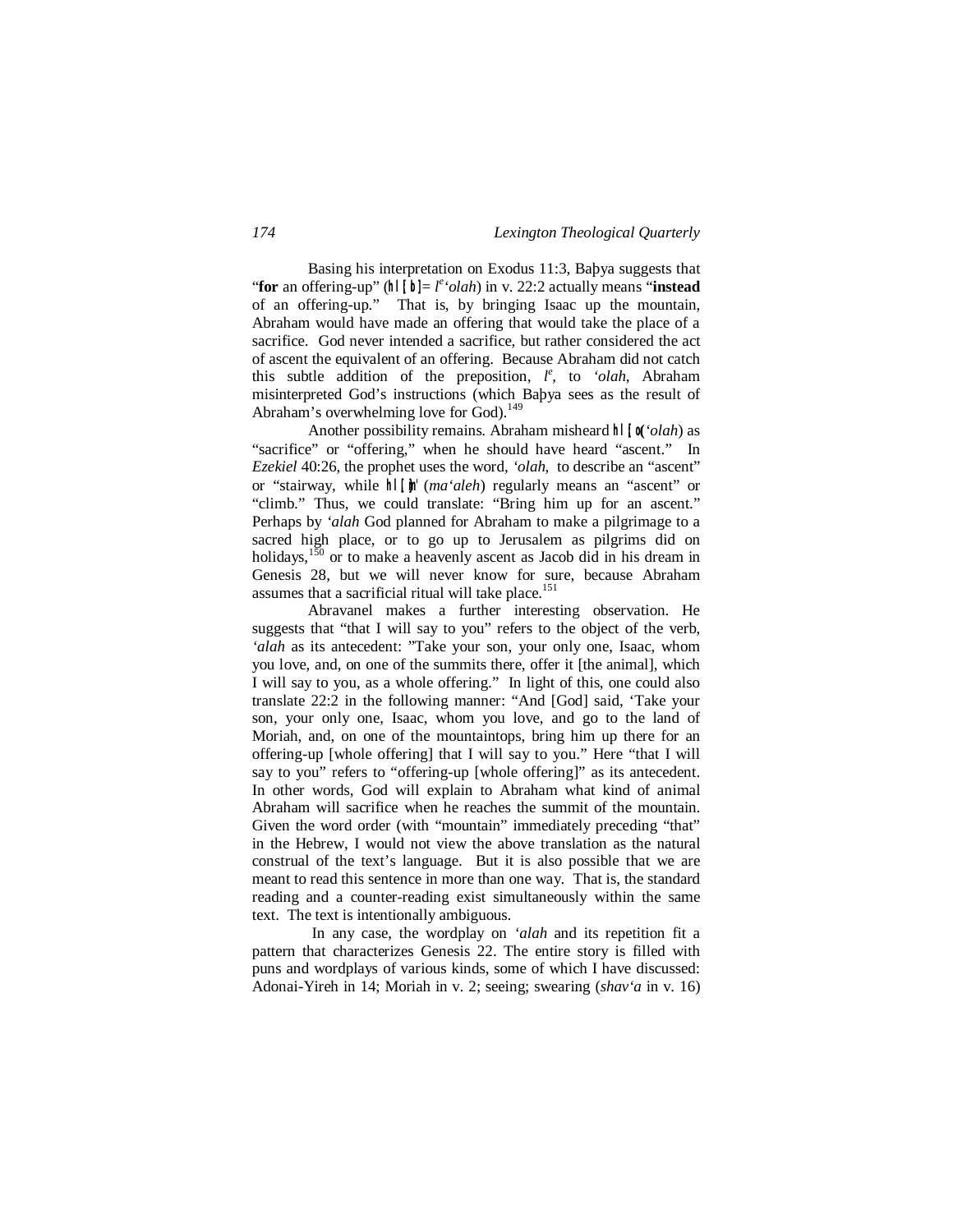Basing his interpretation on Exodus 11:3, Baḥya suggests that "**for** an offering-up" (hl[ol= $l^e$'*olah*) in v. 22:2 actually means "**instead** of an offering-up." That is, by bringing Isaac up the mountain, Abraham would have made an offering that would take the place of a sacrifice. God never intended a sacrifice, but rather considered the act of ascent the equivalent of an offering. Because Abraham did not catch this subtle addition of the preposition, $l^e$, to *'olah*, Abraham misinterpreted God's instructions (which Baḥya sees as the result of Abraham's overwhelming love for God).[149]

Another possibility remains. Abraham misheard hl[o('*olah*) as "sacrifice" or "offering," when he should have heard "ascent." In *Ezekiel* 40:26, the prophet uses the word, *'olah*, to describe an "ascent" or "stairway, while hl[m' (*ma'aleh*) regularly means an "ascent" or "climb." Thus, we could translate: "Bring him up for an ascent." Perhaps by *'alah* God planned for Abraham to make a pilgrimage to a sacred high place, or to go up to Jerusalem as pilgrims did on holidays,[150] or to make a heavenly ascent as Jacob did in his dream in Genesis 28, but we will never know for sure, because Abraham assumes that a sacrificial ritual will take place.[151]

Abravanel makes a further interesting observation. He suggests that "that I will say to you" refers to the object of the verb, *'alah* as its antecedent: "Take your son, your only one, Isaac, whom you love, and, on one of the summits there, offer it [the animal], which I will say to you, as a whole offering." In light of this, one could also translate 22:2 in the following manner: "And [God] said, 'Take your son, your only one, Isaac, whom you love, and go to the land of Moriah, and, on one of the mountaintops, bring him up there for an offering-up [whole offering] that I will say to you." Here "that I will say to you" refers to "offering-up [whole offering]" as its antecedent. In other words, God will explain to Abraham what kind of animal Abraham will sacrifice when he reaches the summit of the mountain. Given the word order (with "mountain" immediately preceding "that" in the Hebrew, I would not view the above translation as the natural construal of the text's language. But it is also possible that we are meant to read this sentence in more than one way. That is, the standard reading and a counter-reading exist simultaneously within the same text. The text is intentionally ambiguous.

In any case, the wordplay on *'alah* and its repetition fit a pattern that characterizes Genesis 22. The entire story is filled with puns and wordplays of various kinds, some of which I have discussed: Adonai-Yireh in 14; Moriah in v. 2; seeing; swearing (*shav'a* in v. 16)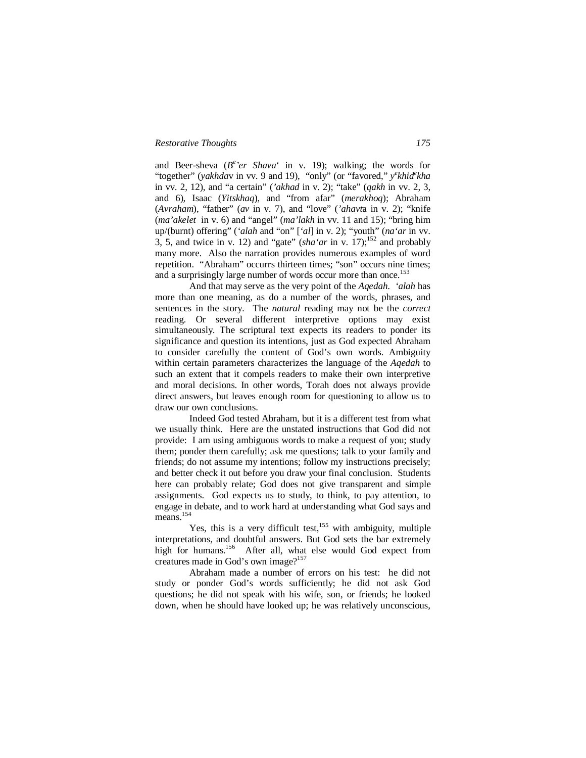and Beer-sheva (*B$^{e}$'er Shava*' in v. 19); walking; the words for "together" (*yakhda*v in vv. 9 and 19), "only" (or "favored," *y$^{e}$khid$^{e}$kha* in vv. 2, 12), and "a certain" (*'akhad* in v. 2); "take" (*qakh* in vv. 2, 3, and 6), Isaac (*Yitskhaq*), and "from afar" (*merakhoq*); Abraham (*Avraham*), "father" (*av* in v. 7), and "love" (*'ahavt*a in v. 2); "knife (*ma'akelet* in v. 6) and "angel" (*ma'lakh* in vv. 11 and 15); "bring him up/(burnt) offering" (*'alah* and "on" [*'al*] in v. 2); "youth" (*na'ar* in vv. 3, 5, and twice in v. 12) and "gate" (*sha'ar* in v. 17);[152] and probably many more. Also the narration provides numerous examples of word repetition. "Abraham" occurrs thirteen times; "son" occurs nine times; and a surprisingly large number of words occur more than once.[153]

And that may serve as the very point of the *Aqedah*. *'alah* has more than one meaning, as do a number of the words, phrases, and sentences in the story. The *natural* reading may not be the *correct* reading. Or several different interpretive options may exist simultaneously. The scriptural text expects its readers to ponder its significance and question its intentions, just as God expected Abraham to consider carefully the content of God's own words. Ambiguity within certain parameters characterizes the language of the *Aqedah* to such an extent that it compels readers to make their own interpretive and moral decisions. In other words, Torah does not always provide direct answers, but leaves enough room for questioning to allow us to draw our own conclusions.

Indeed God tested Abraham, but it is a different test from what we usually think. Here are the unstated instructions that God did not provide: I am using ambiguous words to make a request of you; study them; ponder them carefully; ask me questions; talk to your family and friends; do not assume my intentions; follow my instructions precisely; and better check it out before you draw your final conclusion. Students here can probably relate; God does not give transparent and simple assignments. God expects us to study, to think, to pay attention, to engage in debate, and to work hard at understanding what God says and means.[154]

Yes, this is a very difficult test,[155] with ambiguity, multiple interpretations, and doubtful answers. But God sets the bar extremely high for humans.[156] After all, what else would God expect from creatures made in God's own image?[157]

Abraham made a number of errors on his test: he did not study or ponder God's words sufficiently; he did not ask God questions; he did not speak with his wife, son, or friends; he looked down, when he should have looked up; he was relatively unconscious,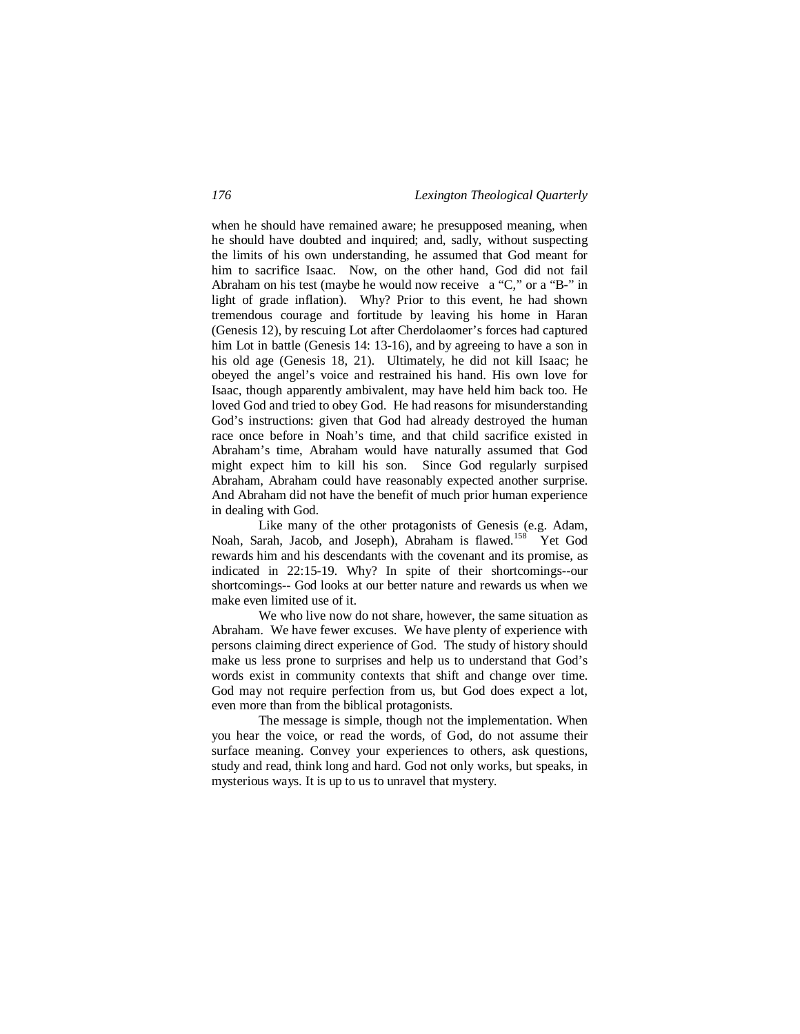when he should have remained aware; he presupposed meaning, when he should have doubted and inquired; and, sadly, without suspecting the limits of his own understanding, he assumed that God meant for him to sacrifice Isaac. Now, on the other hand, God did not fail Abraham on his test (maybe he would now receive a "C," or a "B-" in light of grade inflation). Why? Prior to this event, he had shown tremendous courage and fortitude by leaving his home in Haran (Genesis 12), by rescuing Lot after Cherdolaomer's forces had captured him Lot in battle (Genesis 14: 13-16), and by agreeing to have a son in his old age (Genesis 18, 21). Ultimately, he did not kill Isaac; he obeyed the angel's voice and restrained his hand. His own love for Isaac, though apparently ambivalent, may have held him back too. He loved God and tried to obey God. He had reasons for misunderstanding God's instructions: given that God had already destroyed the human race once before in Noah's time, and that child sacrifice existed in Abraham's time, Abraham would have naturally assumed that God might expect him to kill his son. Since God regularly surpised Abraham, Abraham could have reasonably expected another surprise. And Abraham did not have the benefit of much prior human experience in dealing with God.

Like many of the other protagonists of Genesis (e.g. Adam, Noah, Sarah, Jacob, and Joseph), Abraham is flawed.[158] Yet God rewards him and his descendants with the covenant and its promise, as indicated in 22:15-19. Why? In spite of their shortcomings--our shortcomings-- God looks at our better nature and rewards us when we make even limited use of it.

We who live now do not share, however, the same situation as Abraham. We have fewer excuses. We have plenty of experience with persons claiming direct experience of God. The study of history should make us less prone to surprises and help us to understand that God's words exist in community contexts that shift and change over time. God may not require perfection from us, but God does expect a lot, even more than from the biblical protagonists.

The message is simple, though not the implementation. When you hear the voice, or read the words, of God, do not assume their surface meaning. Convey your experiences to others, ask questions, study and read, think long and hard. God not only works, but speaks, in mysterious ways. It is up to us to unravel that mystery.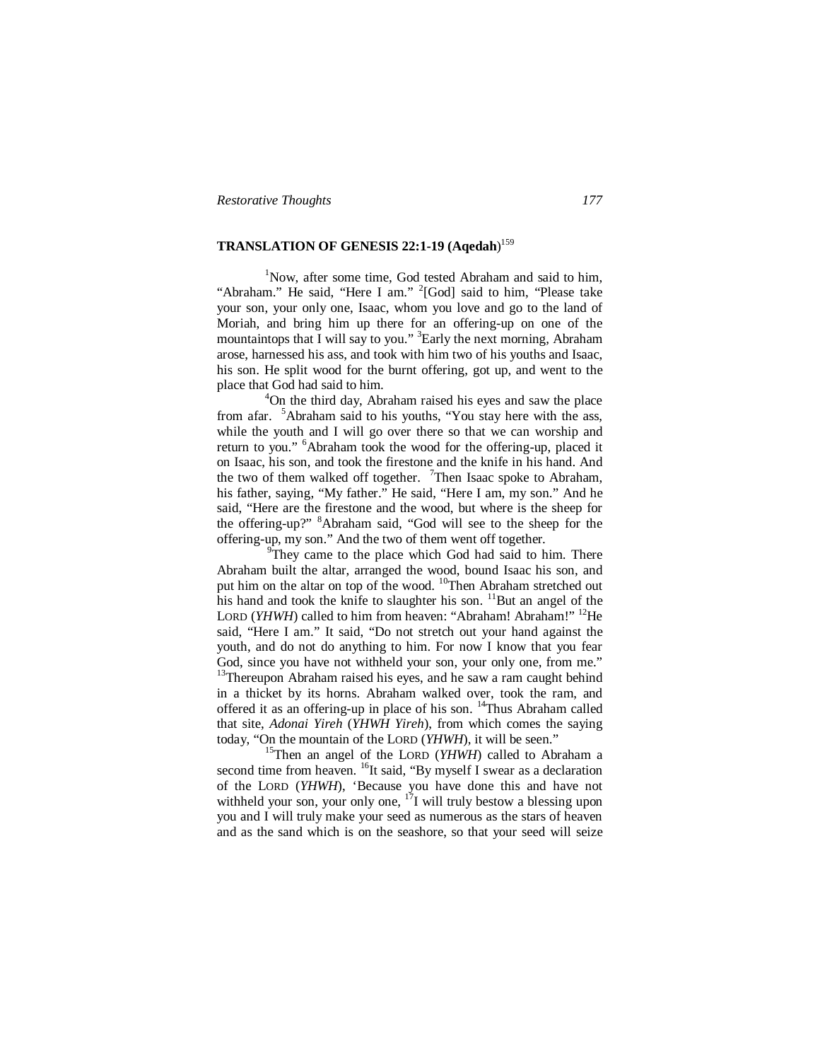## TRANSLATION OF GENESIS 22:1-19 (Aqedah)[159]

[1]Now, after some time, God tested Abraham and said to him, "Abraham." He said, "Here I am." [2][God] said to him, "Please take your son, your only one, Isaac, whom you love and go to the land of Moriah, and bring him up there for an offering-up on one of the mountaintops that I will say to you." [3]Early the next morning, Abraham arose, harnessed his ass, and took with him two of his youths and Isaac, his son. He split wood for the burnt offering, got up, and went to the place that God had said to him.

[4]On the third day, Abraham raised his eyes and saw the place from afar. [5]Abraham said to his youths, "You stay here with the ass, while the youth and I will go over there so that we can worship and return to you." [6]Abraham took the wood for the offering-up, placed it on Isaac, his son, and took the firestone and the knife in his hand. And the two of them walked off together. [7]Then Isaac spoke to Abraham, his father, saying, "My father." He said, "Here I am, my son." And he said, "Here are the firestone and the wood, but where is the sheep for the offering-up?" [8]Abraham said, "God will see to the sheep for the offering-up, my son." And the two of them went off together.

[9]They came to the place which God had said to him. There Abraham built the altar, arranged the wood, bound Isaac his son, and put him on the altar on top of the wood. [10]Then Abraham stretched out his hand and took the knife to slaughter his son. [11]But an angel of the LORD (*YHWH*) called to him from heaven: "Abraham! Abraham!" [12]He said, "Here I am." It said, "Do not stretch out your hand against the youth, and do not do anything to him. For now I know that you fear God, since you have not withheld your son, your only one, from me." [13]Thereupon Abraham raised his eyes, and he saw a ram caught behind in a thicket by its horns. Abraham walked over, took the ram, and offered it as an offering-up in place of his son. [14]Thus Abraham called that site, *Adonai Yireh* (*YHWH Yireh*), from which comes the saying today, "On the mountain of the LORD (*YHWH*), it will be seen."

[15]Then an angel of the LORD (*YHWH*) called to Abraham a second time from heaven. [16]It said, "By myself I swear as a declaration of the LORD (*YHWH*), 'Because you have done this and have not withheld your son, your only one, [17]I will truly bestow a blessing upon you and I will truly make your seed as numerous as the stars of heaven and as the sand which is on the seashore, so that your seed will seize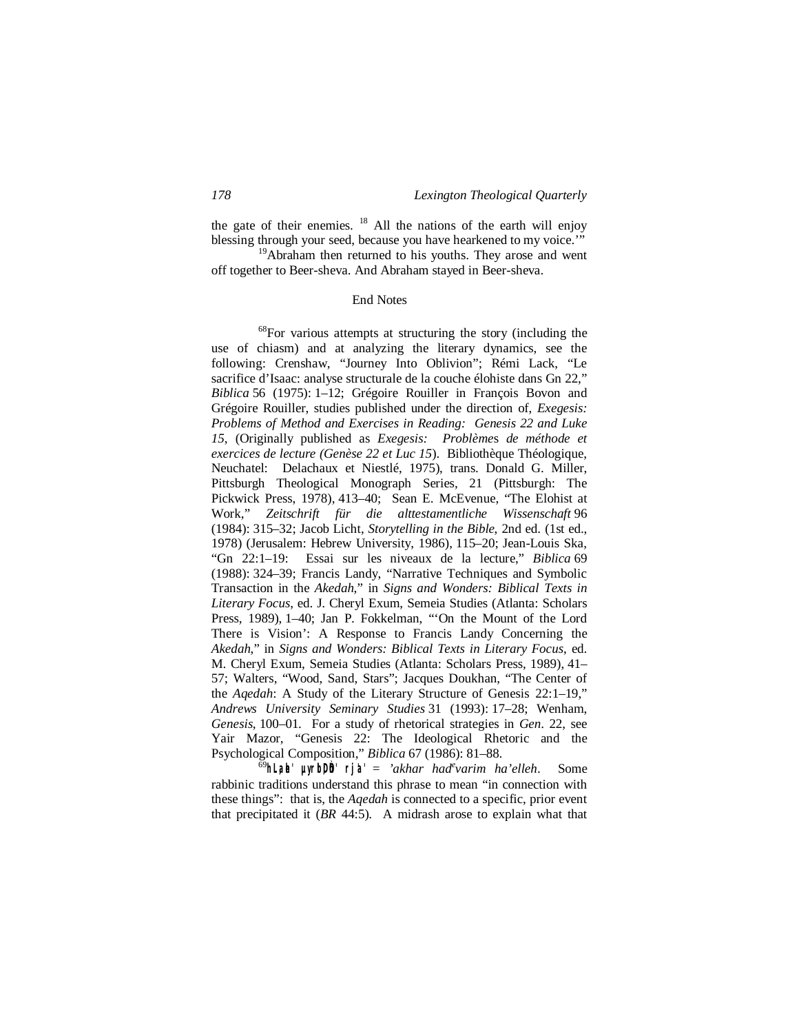the gate of their enemies. [18] All the nations of the earth will enjoy blessing through your seed, because you have hearkened to my voice.'"

[19]Abraham then returned to his youths. They arose and went off together to Beer-sheva. And Abraham stayed in Beer-sheva.

## End Notes

[68]For various attempts at structuring the story (including the use of chiasm) and at analyzing the literary dynamics, see the following: Crenshaw, "Journey Into Oblivion"; Rémi Lack, "Le sacrifice d'Isaac: analyse structurale de la couche élohiste dans Gn 22," *Biblica* 56 (1975): 1–12; Grégoire Rouiller in François Bovon and Grégoire Rouiller, studies published under the direction of, *Exegesis: Problems of Method and Exercises in Reading: Genesis 22 and Luke 15*, (Originally published as *Exegesis: Problèmes de méthode et exercices de lecture (Genèse 22 et Luc 15*). Bibliothèque Théologique, Neuchatel: Delachaux et Niestlé, 1975), trans. Donald G. Miller, Pittsburgh Theological Monograph Series, 21 (Pittsburgh: The Pickwick Press, 1978), 413–40; Sean E. McEvenue, "The Elohist at Work," *Zeitschrift für die alttestamentliche Wissenschaft* 96 (1984): 315–32; Jacob Licht, *Storytelling in the Bible*, 2nd ed. (1st ed., 1978) (Jerusalem: Hebrew University, 1986), 115–20; Jean-Louis Ska, "Gn 22:1–19: Essai sur les niveaux de la lecture," *Biblica* 69 (1988): 324–39; Francis Landy, "Narrative Techniques and Symbolic Transaction in the *Akedah*," in *Signs and Wonders: Biblical Texts in Literary Focus*, ed. J. Cheryl Exum, Semeia Studies (Atlanta: Scholars Press, 1989), 1–40; Jan P. Fokkelman, "'On the Mount of the Lord There is Vision': A Response to Francis Landy Concerning the *Akedah*," in *Signs and Wonders: Biblical Texts in Literary Focus*, ed. M. Cheryl Exum, Semeia Studies (Atlanta: Scholars Press, 1989), 41–57; Walters, "Wood, Sand, Stars"; Jacques Doukhan, "The Center of the *Aqedah*: A Study of the Literary Structure of Genesis 22:1–19," *Andrews University Seminary Studies* 31 (1993): 17–28; Wenham, *Genesis*, 100–01. For a study of rhetorical strategies in *Gen*. 22, see Yair Mazor, "Genesis 22: The Ideological Rhetoric and the Psychological Composition," *Biblica* 67 (1986): 81–88.

[69]**hLaeh; µyrIbDÒh' rj'a'** = *'akhar had*$^{e}$*varim ha'elleh*. Some rabbinic traditions understand this phrase to mean "in connection with these things": that is, the *Aqedah* is connected to a specific, prior event that precipitated it (*BR* 44:5). A midrash arose to explain what that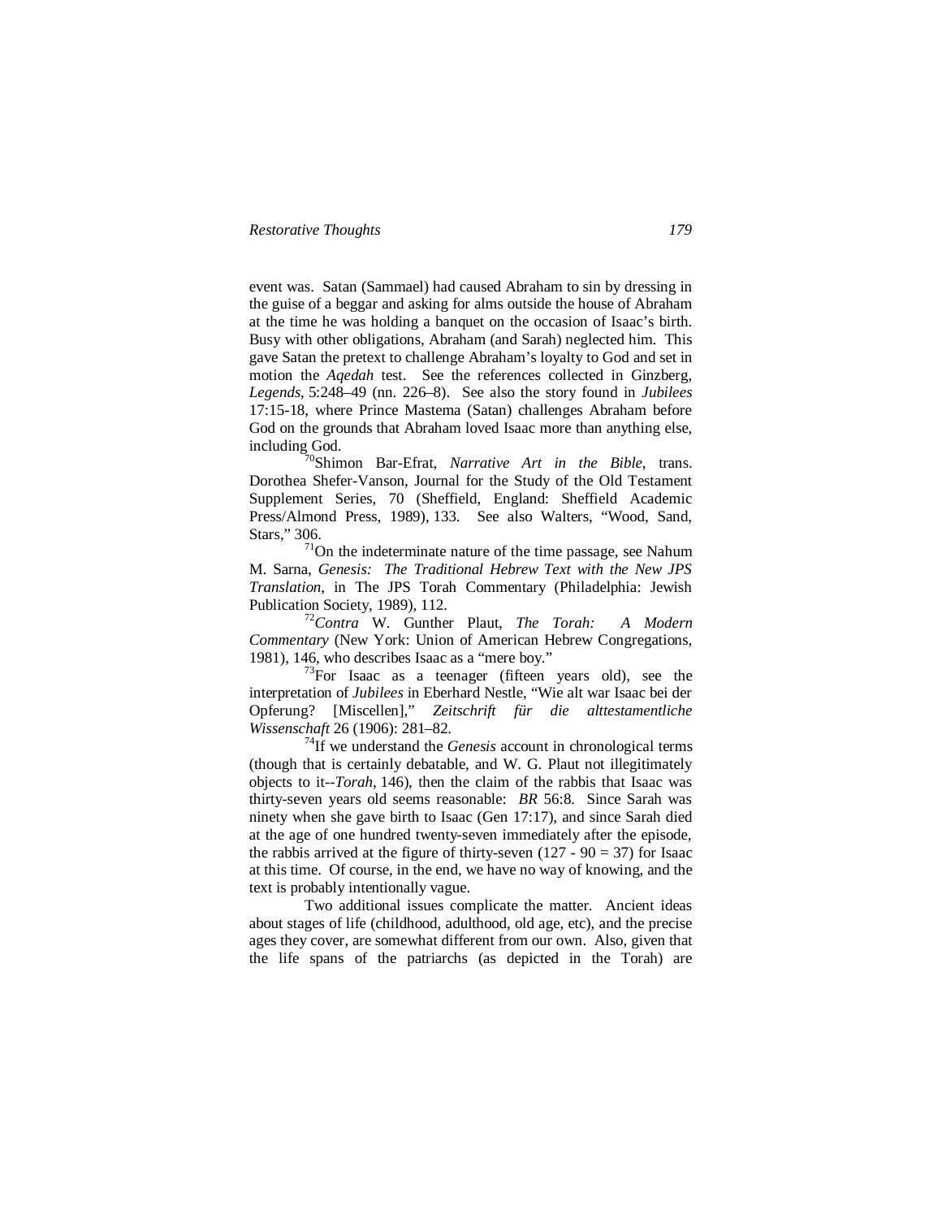event was. Satan (Sammael) had caused Abraham to sin by dressing in the guise of a beggar and asking for alms outside the house of Abraham at the time he was holding a banquet on the occasion of Isaac's birth. Busy with other obligations, Abraham (and Sarah) neglected him. This gave Satan the pretext to challenge Abraham's loyalty to God and set in motion the *Aqedah* test. See the references collected in Ginzberg, *Legends*, 5:248–49 (nn. 226–8). See also the story found in *Jubilees* 17:15-18, where Prince Mastema (Satan) challenges Abraham before God on the grounds that Abraham loved Isaac more than anything else, including God.

[70]Shimon Bar-Efrat, *Narrative Art in the Bible*, trans. Dorothea Shefer-Vanson, Journal for the Study of the Old Testament Supplement Series, 70 (Sheffield, England: Sheffield Academic Press/Almond Press, 1989), 133. See also Walters, "Wood, Sand, Stars," 306.

[71]On the indeterminate nature of the time passage, see Nahum M. Sarna, *Genesis: The Traditional Hebrew Text with the New JPS Translation*, in The JPS Torah Commentary (Philadelphia: Jewish Publication Society, 1989), 112.

[72]*Contra* W. Gunther Plaut, *The Torah: A Modern Commentary* (New York: Union of American Hebrew Congregations, 1981), 146, who describes Isaac as a "mere boy."

[73]For Isaac as a teenager (fifteen years old), see the interpretation of *Jubilees* in Eberhard Nestle, "Wie alt war Isaac bei der Opferung? [Miscellen]," *Zeitschrift für die alttestamentliche Wissenschaft* 26 (1906): 281–82.

[74]If we understand the *Genesis* account in chronological terms (though that is certainly debatable, and W. G. Plaut not illegitimately objects to it--*Torah*, 146), then the claim of the rabbis that Isaac was thirty-seven years old seems reasonable: *BR* 56:8. Since Sarah was ninety when she gave birth to Isaac (Gen 17:17), and since Sarah died at the age of one hundred twenty-seven immediately after the episode, the rabbis arrived at the figure of thirty-seven (127 - 90 = 37) for Isaac at this time. Of course, in the end, we have no way of knowing, and the text is probably intentionally vague.

Two additional issues complicate the matter. Ancient ideas about stages of life (childhood, adulthood, old age, etc), and the precise ages they cover, are somewhat different from our own. Also, given that the life spans of the patriarchs (as depicted in the Torah) are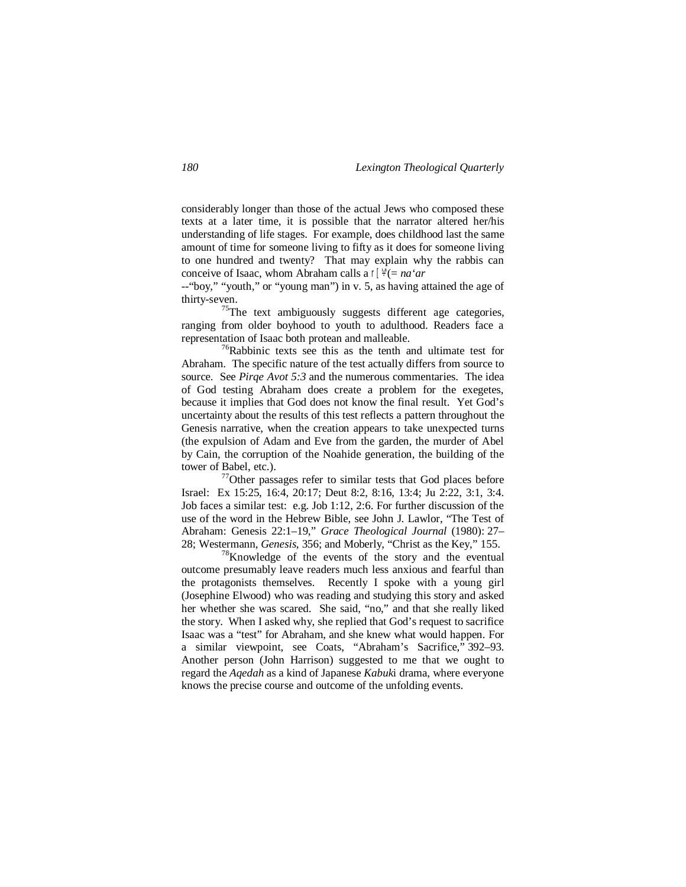considerably longer than those of the actual Jews who composed these texts at a later time, it is possible that the narrator altered her/his understanding of life stages. For example, does childhood last the same amount of time for someone living to fifty as it does for someone living to one hundred and twenty? That may explain why the rabbis can conceive of Isaac, whom Abraham calls a נַעַר (= *na'ar* --"boy," "youth," or "young man") in v. 5, as having attained the age of thirty-seven.

[75]The text ambiguously suggests different age categories, ranging from older boyhood to youth to adulthood. Readers face a representation of Isaac both protean and malleable.

[76]Rabbinic texts see this as the tenth and ultimate test for Abraham. The specific nature of the test actually differs from source to source. See *Pirqe Avot 5:3* and the numerous commentaries. The idea of God testing Abraham does create a problem for the exegetes, because it implies that God does not know the final result. Yet God's uncertainty about the results of this test reflects a pattern throughout the Genesis narrative, when the creation appears to take unexpected turns (the expulsion of Adam and Eve from the garden, the murder of Abel by Cain, the corruption of the Noahide generation, the building of the tower of Babel, etc.).

[77]Other passages refer to similar tests that God places before Israel: Ex 15:25, 16:4, 20:17; Deut 8:2, 8:16, 13:4; Ju 2:22, 3:1, 3:4. Job faces a similar test: e.g. Job 1:12, 2:6. For further discussion of the use of the word in the Hebrew Bible, see John J. Lawlor, "The Test of Abraham: Genesis 22:1–19," *Grace Theological Journal* (1980): 27–28; Westermann, *Genesis*, 356; and Moberly, "Christ as the Key," 155.

[78]Knowledge of the events of the story and the eventual outcome presumably leave readers much less anxious and fearful than the protagonists themselves. Recently I spoke with a young girl (Josephine Elwood) who was reading and studying this story and asked her whether she was scared. She said, "no," and that she really liked the story. When I asked why, she replied that God's request to sacrifice Isaac was a "test" for Abraham, and she knew what would happen. For a similar viewpoint, see Coats, "Abraham's Sacrifice," 392–93. Another person (John Harrison) suggested to me that we ought to regard the *Aqedah* as a kind of Japanese *Kabuki* drama, where everyone knows the precise course and outcome of the unfolding events.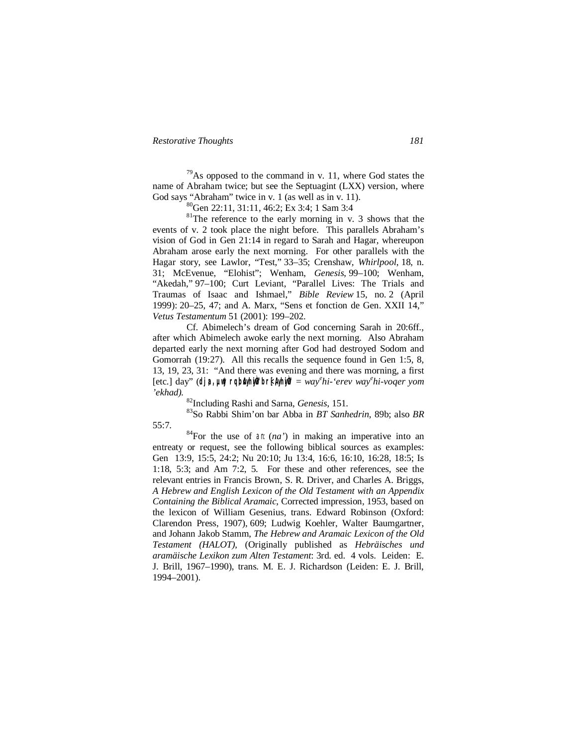[79]As opposed to the command in v. 11, where God states the name of Abraham twice; but see the Septuagint (LXX) version, where God says "Abraham" twice in v. 1 (as well as in v. 11).

[80]Gen 22:11, 31:11, 46:2; Ex 3:4; 1 Sam 3:4

[81]The reference to the early morning in v. 3 shows that the events of v. 2 took place the night before. This parallels Abraham's vision of God in Gen 21:14 in regard to Sarah and Hagar, whereupon Abraham arose early the next morning. For other parallels with the Hagar story, see Lawlor, "Test," 33–35; Crenshaw, *Whirlpool*, 18, n. 31; McEvenue, "Elohist"; Wenham, *Genesis*, 99–100; Wenham, "Akedah," 97–100; Curt Leviant, "Parallel Lives: The Trials and Traumas of Isaac and Ishmael," *Bible Review* 15, no. 2 (April 1999): 20–25, 47; and A. Marx, "Sens et fonction de Gen. XXII 14," *Vetus Testamentum* 51 (2001): 199–202.

Cf. Abimelech's dream of God concerning Sarah in 20:6ff., after which Abimelech awoke early the next morning. Also Abraham departed early the next morning after God had destroyed Sodom and Gomorrah (19:27). All this recalls the sequence found in Gen 1:5, 8, 13, 19, 23, 31: "And there was evening and there was morning, a first [etc.] day" (djâ,µwy} rqbAyhiyÒ/br<[Ayhiy' = *way^ehi-'erev way^ehi-voqer yom 'ekhad).*

[82]Including Rashi and Sarna, *Genesis*, 151.

[83]So Rabbi Shim'on bar Abba in *BT Sanhedrin*, 89b; also *BR* 55:7.

[84]For the use of an (*na'*) in making an imperative into an entreaty or request, see the following biblical sources as examples: Gen 13:9, 15:5, 24:2; Nu 20:10; Ju 13:4, 16:6, 16:10, 16:28, 18:5; Is 1:18, 5:3; and Am 7:2, 5. For these and other references, see the relevant entries in Francis Brown, S. R. Driver, and Charles A. Briggs, *A Hebrew and English Lexicon of the Old Testament with an Appendix Containing the Biblical Aramaic*, Corrected impression, 1953, based on the lexicon of William Gesenius, trans. Edward Robinson (Oxford: Clarendon Press, 1907), 609; Ludwig Koehler, Walter Baumgartner, and Johann Jakob Stamm, *The Hebrew and Aramaic Lexicon of the Old Testament (HALOT)*, (Originally published as *Hebräisches und aramäische Lexikon zum Alten Testament*: 3rd. ed. 4 vols. Leiden: E. J. Brill, 1967–1990), trans. M. E. J. Richardson (Leiden: E. J. Brill, 1994–2001).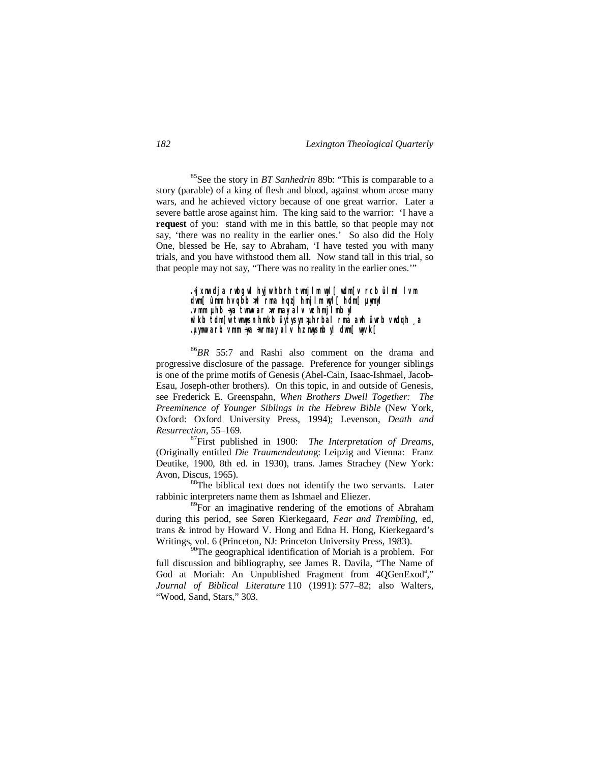[85]See the story in *BT Sanhedrin* 89b: "This is comparable to a story (parable) of a king of flesh and blood, against whom arose many wars, and he achieved victory because of one great warrior. Later a severe battle arose against him. The king said to the warrior: 'I have a **request** of you: stand with me in this battle, so that people may not say, 'there was no reality in the earlier ones.' So also did the Holy One, blessed be He, say to Abraham, 'I have tested you with many trials, and you have withstood them all. Now stand tall in this trial, so that people may not say, "There was no reality in the earlier ones.'"

> .=jxnwdja rwbgwl hyjwhbrh twmjlm wyl[ wdm[v rcb ûlml lvm
> dwm[ ûmm hvqbb >wl rma hqzj hmjlm wyl[ hdm[ µymyl
> .vmm µhb =ya twnwvar >wrmay alv wz hmjlmb yl
> wlkb tdm[w twnwysn hmkb ûytysyn >µhrbal rma avh ûwrb vwdqh ¸a
> .µynwvarb vmm =ya =wrmay alv hz nwysnb yl dwm[ wyvk[

[86]*BR* 55:7 and Rashi also comment on the drama and progressive disclosure of the passage. Preference for younger siblings is one of the prime motifs of Genesis (Abel-Cain, Isaac-Ishmael, Jacob-Esau, Joseph-other brothers). On this topic, in and outside of Genesis, see Frederick E. Greenspahn, *When Brothers Dwell Together: The Preeminence of Younger Siblings in the Hebrew Bible* (New York, Oxford: Oxford University Press, 1994); Levenson, *Death and Resurrection*, 55–169.

[87]First published in 1900: *The Interpretation of Dreams*, (Originally entitled *Die Traumendeutung*: Leipzig and Vienna: Franz Deutike, 1900, 8th ed. in 1930), trans. James Strachey (New York: Avon, Discus, 1965).

[88]The biblical text does not identify the two servants. Later rabbinic interpreters name them as Ishmael and Eliezer.

[89]For an imaginative rendering of the emotions of Abraham during this period, see Søren Kierkegaard, *Fear and Trembling*, ed, trans & introd by Howard V. Hong and Edna H. Hong, Kierkegaard's Writings, vol. 6 (Princeton, NJ: Princeton University Press, 1983).

[90]The geographical identification of Moriah is a problem. For full discussion and bibliography, see James R. Davila, "The Name of God at Moriah: An Unpublished Fragment from 4QGenExod[a]," *Journal of Biblical Literature* 110 (1991): 577–82; also Walters, "Wood, Sand, Stars," 303.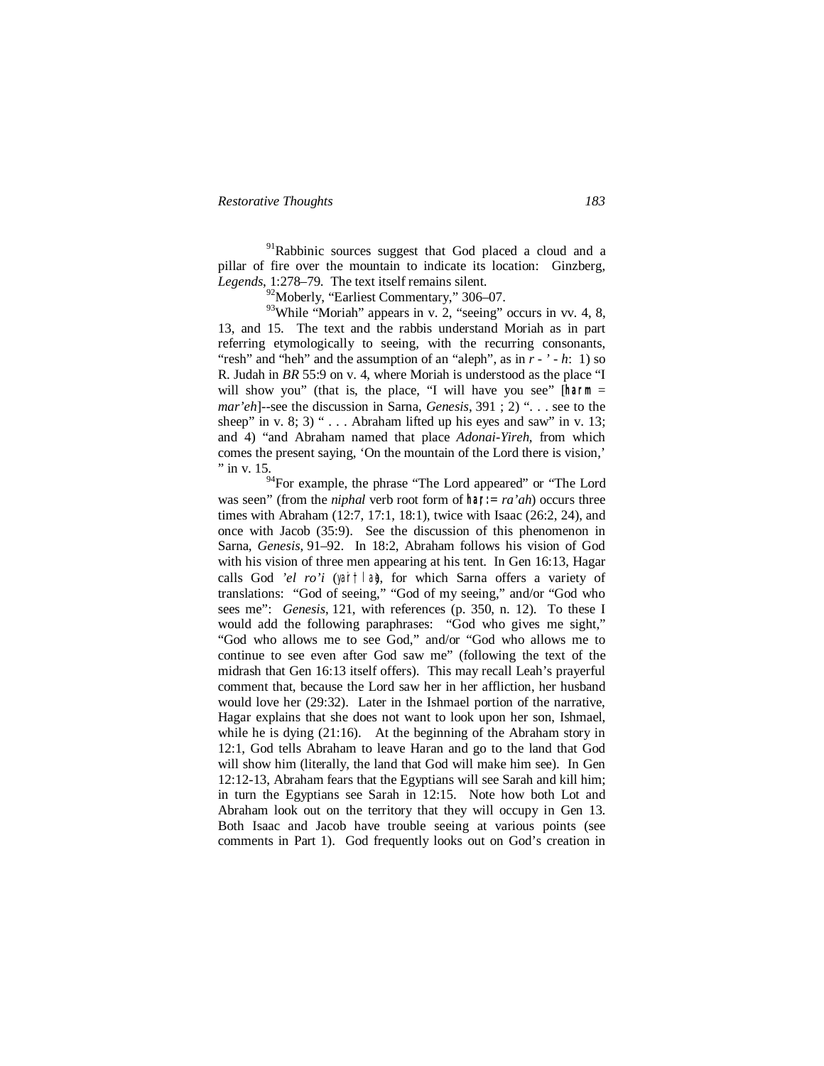[91]Rabbinic sources suggest that God placed a cloud and a pillar of fire over the mountain to indicate its location: Ginzberg, *Legends*, 1:278–79. The text itself remains silent.

[92]Moberly, "Earliest Commentary," 306–07.

[93]While "Moriah" appears in v. 2, "seeing" occurs in vv. 4, 8, 13, and 15. The text and the rabbis understand Moriah as in part referring etymologically to seeing, with the recurring consonants, "resh" and "heh" and the assumption of an "aleph", as in *r - ' - h*: 1) so R. Judah in *BR* 55:9 on v. 4, where Moriah is understood as the place "I will show you" (that is, the place, "I will have you see" [**harm** = *mar'eh*]--see the discussion in Sarna, *Genesis*, 391 ; 2) ". . . see to the sheep" in v. 8; 3) " . . . Abraham lifted up his eyes and saw" in v. 13; and 4) "and Abraham named that place *Adonai-Yireh*, from which comes the present saying, 'On the mountain of the Lord there is vision,' " in v. 15.

[94]For example, the phrase "The Lord appeared" or "The Lord was seen" (from the *niphal* verb root form of **har;=** *ra'ah*) occurs three times with Abraham (12:7, 17:1, 18:1), twice with Isaac (26:2, 24), and once with Jacob (35:9). See the discussion of this phenomenon in Sarna, *Genesis*, 91–92. In 18:2, Abraham follows his vision of God with his vision of three men appearing at his tent. In Gen 16:13, Hagar calls God *'el ro'i* (yairt la), for which Sarna offers a variety of translations: "God of seeing," "God of my seeing," and/or "God who sees me": *Genesis*, 121, with references (p. 350, n. 12). To these I would add the following paraphrases: "God who gives me sight," "God who allows me to see God," and/or "God who allows me to continue to see even after God saw me" (following the text of the midrash that Gen 16:13 itself offers). This may recall Leah's prayerful comment that, because the Lord saw her in her affliction, her husband would love her (29:32). Later in the Ishmael portion of the narrative, Hagar explains that she does not want to look upon her son, Ishmael, while he is dying (21:16). At the beginning of the Abraham story in 12:1, God tells Abraham to leave Haran and go to the land that God will show him (literally, the land that God will make him see). In Gen 12:12-13, Abraham fears that the Egyptians will see Sarah and kill him; in turn the Egyptians see Sarah in 12:15. Note how both Lot and Abraham look out on the territory that they will occupy in Gen 13. Both Isaac and Jacob have trouble seeing at various points (see comments in Part 1). God frequently looks out on God's creation in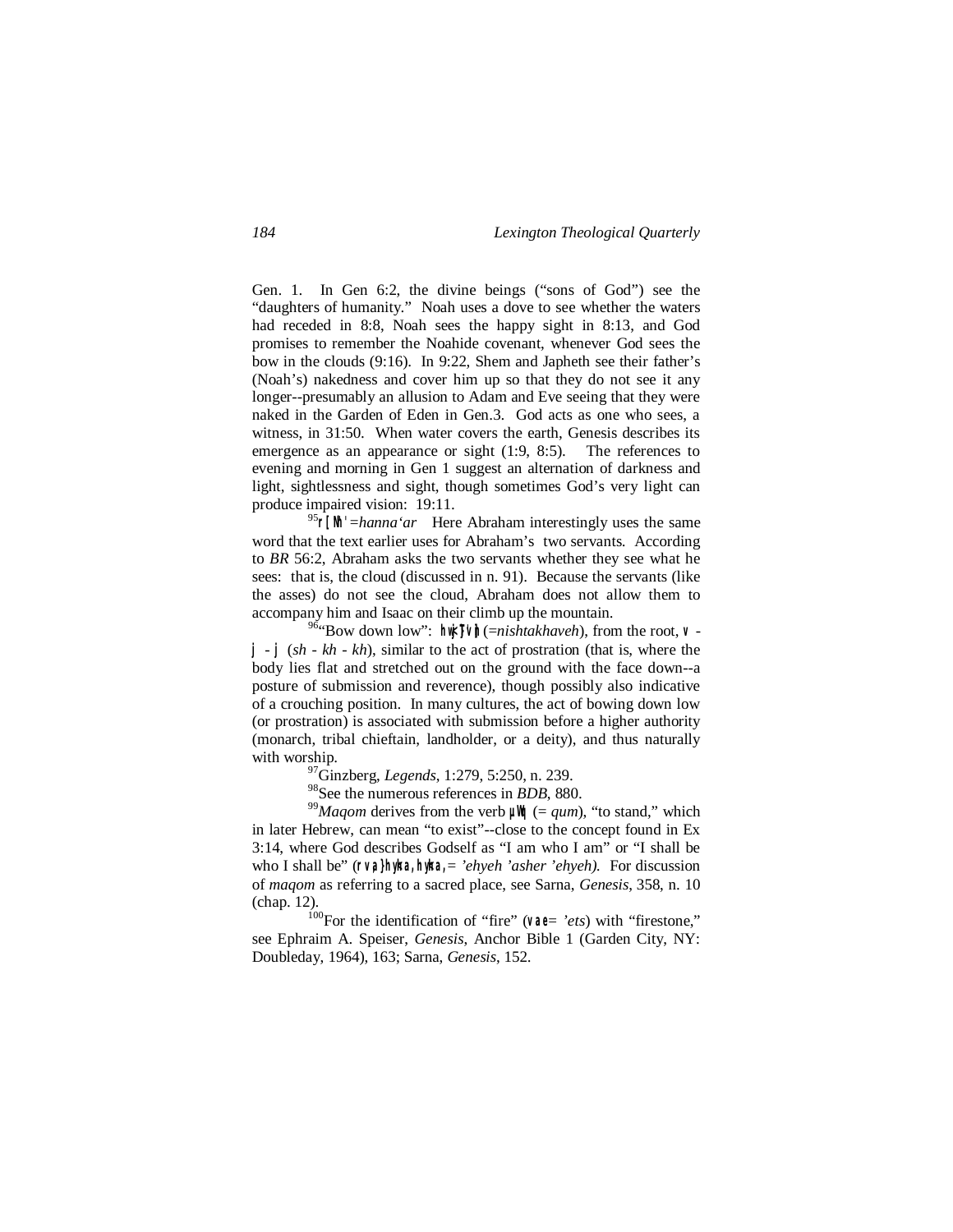Gen. 1. In Gen 6:2, the divine beings ("sons of God") see the "daughters of humanity." Noah uses a dove to see whether the waters had receded in 8:8, Noah sees the happy sight in 8:13, and God promises to remember the Noahide covenant, whenever God sees the bow in the clouds (9:16). In 9:22, Shem and Japheth see their father's (Noah's) nakedness and cover him up so that they do not see it any longer--presumably an allusion to Adam and Eve seeing that they were naked in the Garden of Eden in Gen.3. God acts as one who sees, a witness, in 31:50. When water covers the earth, Genesis describes its emergence as an appearance or sight (1:9, 8:5). The references to evening and morning in Gen 1 suggest an alternation of darkness and light, sightlessness and sight, though sometimes God's very light can produce impaired vision: 19:11.

[95] r[Nh' =*hanna'ar* Here Abraham interestingly uses the same word that the text earlier uses for Abraham's two servants. According to *BR* 56:2, Abraham asks the two servants whether they see what he sees: that is, the cloud (discussed in n. 91). Because the servants (like the asses) do not see the cloud, Abraham does not allow them to accompany him and Isaac on their climb up the mountain.

[96] "Bow down low": hwjTvn (=*nishtakhaveh*), from the root, v - j - j (*sh - kh - kh*), similar to the act of prostration (that is, where the body lies flat and stretched out on the ground with the face down--a posture of submission and reverence), though possibly also indicative of a crouching position. In many cultures, the act of bowing down low (or prostration) is associated with submission before a higher authority (monarch, tribal chieftain, landholder, or a deity), and thus naturally with worship.

[97] Ginzberg, *Legends*, 1:279, 5:250, n. 239.

[98] See the numerous references in *BDB*, 880.

[99] *Maqom* derives from the verb µWq (= *qum*), "to stand," which in later Hebrew, can mean "to exist"--close to the concept found in Ex 3:14, where God describes Godself as "I am who I am" or "I shall be who I shall be" (rva}hyha,hyha,= *'ehyeh 'asher 'ehyeh).* For discussion of *maqom* as referring to a sacred place, see Sarna, *Genesis*, 358, n. 10 (chap. 12).

[100] For the identification of "fire" (vae= *'ets*) with "firestone," see Ephraim A. Speiser, *Genesis*, Anchor Bible 1 (Garden City, NY: Doubleday, 1964), 163; Sarna, *Genesis*, 152.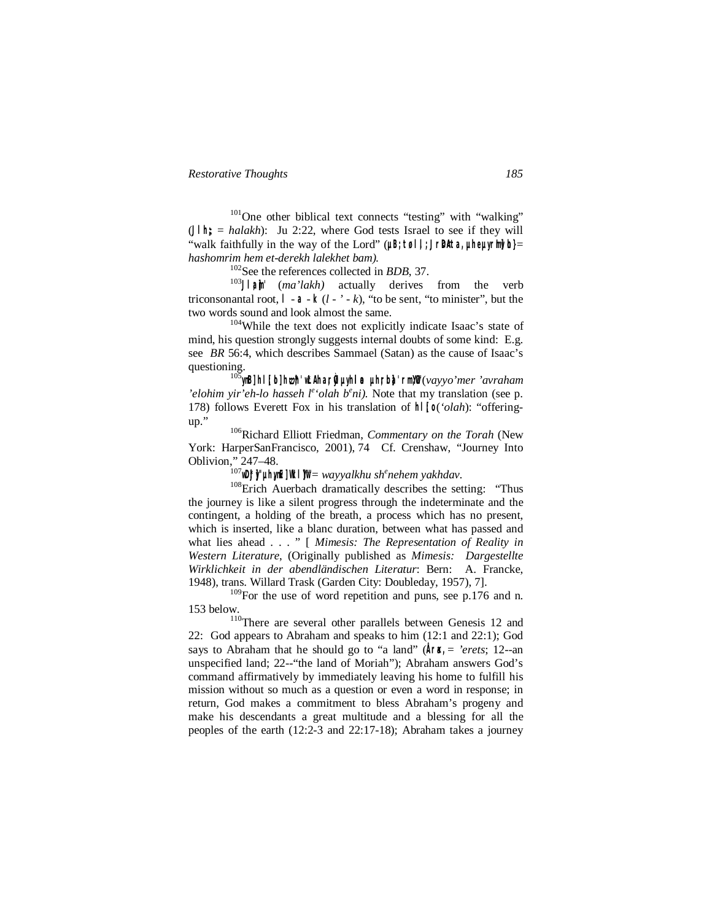[101]One other biblical text connects "testing" with "walking" (Jl h; = *halakh*): Ju 2:22, where God tests Israel to see if they will "walk faithfully in the way of the Lord" (µB; tkøl l; ;J rD<Ata, µh eµyr m]vøh} = *hashomrim hem et-derekh lalekhet bam).*

[102]See the references collected in *BDB*, 37.

[103]Jl a]m' (*ma'lakh)* actually derives from the verb triconsonantal root, l - a - k (*l - ' - k*), "to be sent, "to minister", but the two words sound and look almost the same.

[104]While the text does not explicitly indicate Isaac's state of mind, his question strongly suggests internal doubts of some kind: E.g. see *BR* 56:4, which describes Sammael (Satan) as the cause of Isaac's questioning.

[105]ynB] hl [b] hc,h' wl Ahar]yi µyhl a µh;rb]a' rm,aYow" (*vayyo'mer 'avraham 'elohim yir'eh-lo hasseh l*e*'olah b*e*ni).* Note that my translation (see p. 178) follows Everett Fox in his translation of hl [o (*'olah*): "offering-up."

[106]Richard Elliott Friedman, *Commentary on the Torah* (New York: HarperSanFrancisco, 2001), 74 Cf. Crenshaw, "Journey Into Oblivion," 247–48.

[107]wD;j]y" µh,ynEv] Wkl ]YEw" = *wayyalkhu sh*e*nehem yakhdav*.

[108]Erich Auerbach dramatically describes the setting: "Thus the journey is like a silent progress through the indeterminate and the contingent, a holding of the breath, a process which has no present, which is inserted, like a blanc duration, between what has passed and what lies ahead . . . " [ *Mimesis: The Representation of Reality in Western Literature*, (Originally published as *Mimesis: Dargestellte Wirklichkeit in der abendländischen Literatur*: Bern: A. Francke, 1948), trans. Willard Trask (Garden City: Doubleday, 1957), 7].

[109]For the use of word repetition and puns, see p.176 and n. 153 below.

[110]There are several other parallels between Genesis 12 and 22: God appears to Abraham and speaks to him (12:1 and 22:1); God says to Abraham that he should go to "a land" (Åra, = *'erets*; 12--an unspecified land; 22--"the land of Moriah"); Abraham answers God's command affirmatively by immediately leaving his home to fulfill his mission without so much as a question or even a word in response; in return, God makes a commitment to bless Abraham's progeny and make his descendants a great multitude and a blessing for all the peoples of the earth (12:2-3 and 22:17-18); Abraham takes a journey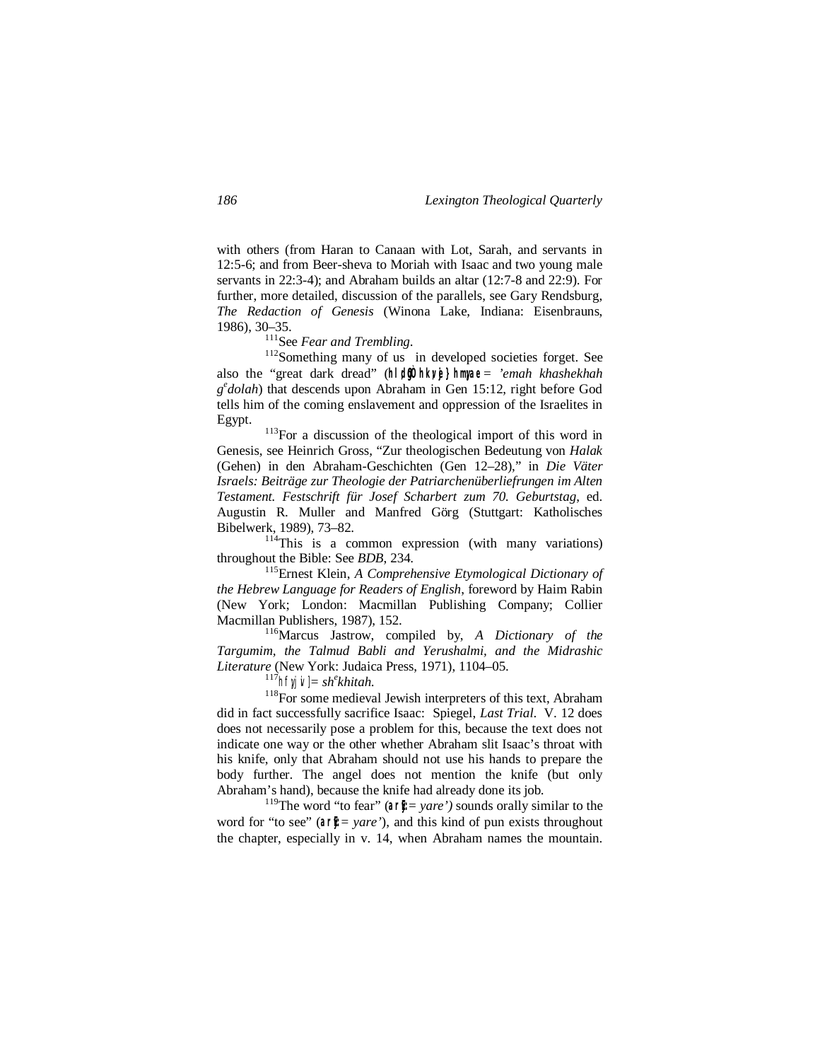with others (from Haran to Canaan with Lot, Sarah, and servants in 12:5-6; and from Beer-sheva to Moriah with Isaac and two young male servants in 22:3-4); and Abraham builds an altar (12:7-8 and 22:9). For further, more detailed, discussion of the parallels, see Gary Rendsburg, *The Redaction of Genesis* (Winona Lake, Indiana: Eisenbrauns, 1986), 30–35.

[111]See *Fear and Trembling*.

[112]Something many of us in developed societies forget. See also the "great dark dread" (hlødoG] hk;vej} hm;yae = *'emah khashekhah g^e dolah*) that descends upon Abraham in Gen 15:12, right before God tells him of the coming enslavement and oppression of the Israelites in Egypt.

[113]For a discussion of the theological import of this word in Genesis, see Heinrich Gross, "Zur theologischen Bedeutung von *Halak* (Gehen) in den Abraham-Geschichten (Gen 12–28)," in *Die Väter Israels: Beiträge zur Theologie der Patriarchenüberliefrungen im Alten Testament. Festschrift für Josef Scharbert zum 70. Geburtstag*, ed. Augustin R. Muller and Manfred Görg (Stuttgart: Katholisches Bibelwerk, 1989), 73–82.

[114]This is a common expression (with many variations) throughout the Bible: See *BDB*, 234.

[115]Ernest Klein, *A Comprehensive Etymological Dictionary of the Hebrew Language for Readers of English*, foreword by Haim Rabin (New York; London: Macmillan Publishing Company; Collier Macmillan Publishers, 1987), 152.

[116]Marcus Jastrow, compiled by, *A Dictionary of the Targumim, the Talmud Babli and Yerushalmi, and the Midrashic Literature* (New York: Judaica Press, 1971), 1104–05.

[117]hf;yjiv] = *sh^ekhitah*.

[118]For some medieval Jewish interpreters of this text, Abraham did in fact successfully sacrifice Isaac: Spiegel, *Last Trial*. V. 12 does does not necessarily pose a problem for this, because the text does not indicate one way or the other whether Abraham slit Isaac's throat with his knife, only that Abraham should not use his hands to prepare the body further. The angel does not mention the knife (but only Abraham's hand), because the knife had already done its job.

[119]The word "to fear" (arey; = *yare')* sounds orally similar to the word for "to see" (arey: = *yare'*), and this kind of pun exists throughout the chapter, especially in v. 14, when Abraham names the mountain.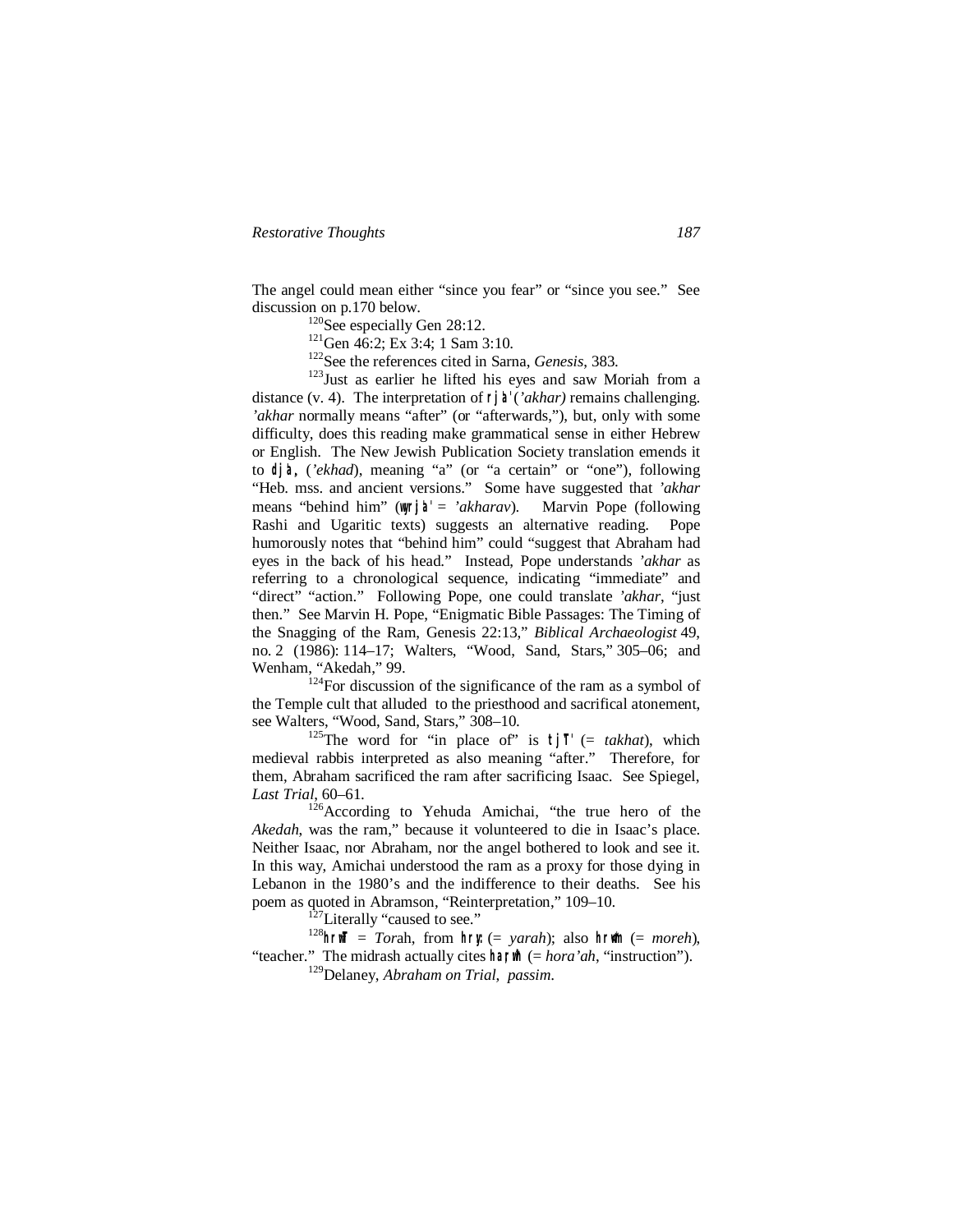The angel could mean either "since you fear" or "since you see." See discussion on p.170 below.

[120]See especially Gen 28:12.

[121]Gen 46:2; Ex 3:4; 1 Sam 3:10.

[122]See the references cited in Sarna, *Genesis*, 383.

[123]Just as earlier he lifted his eyes and saw Moriah from a distance (v. 4). The interpretation of rja' (*'akhar)* remains challenging. *'akhar* normally means "after" (or "afterwards,"), but, only with some difficulty, does this reading make grammatical sense in either Hebrew or English. The New Jewish Publication Society translation emends it to dja, (*'ekhad*), meaning "a" (or "a certain" or "one"), following "Heb. mss. and ancient versions." Some have suggested that *'akhar* means "behind him" (wyrja' = *'akharav*). Marvin Pope (following Rashi and Ugaritic texts) suggests an alternative reading. Pope humorously notes that "behind him" could "suggest that Abraham had eyes in the back of his head." Instead, Pope understands *'akhar* as referring to a chronological sequence, indicating "immediate" and "direct" "action." Following Pope, one could translate *'akhar*, "just then." See Marvin H. Pope, "Enigmatic Bible Passages: The Timing of the Snagging of the Ram, Genesis 22:13," *Biblical Archaeologist* 49, no. 2 (1986): 114–17; Walters, "Wood, Sand, Stars," 305–06; and Wenham, "Akedah," 99.

[124]For discussion of the significance of the ram as a symbol of the Temple cult that alluded to the priesthood and sacrifical atonement, see Walters, "Wood, Sand, Stars," 308–10.

[125]The word for "in place of" is tjT' (= *takhat*), which medieval rabbis interpreted as also meaning "after." Therefore, for them, Abraham sacrificed the ram after sacrificing Isaac. See Spiegel, *Last Trial*, 60–61.

[126]According to Yehuda Amichai, "the true hero of the *Akedah*, was the ram," because it volunteered to die in Isaac's place. Neither Isaac, nor Abraham, nor the angel bothered to look and see it. In this way, Amichai understood the ram as a proxy for those dying in Lebanon in the 1980's and the indifference to their deaths. See his poem as quoted in Abramson, "Reinterpretation," 109–10.

[127]Literally "caused to see."

[128]hrwT = *Tor*ah, from hry: (= *yarah*); also hrwm (= *moreh*), "teacher." The midrash actually cites harwh (= *hora'ah*, "instruction").

[129]Delaney, *Abraham on Trial*, *passim*.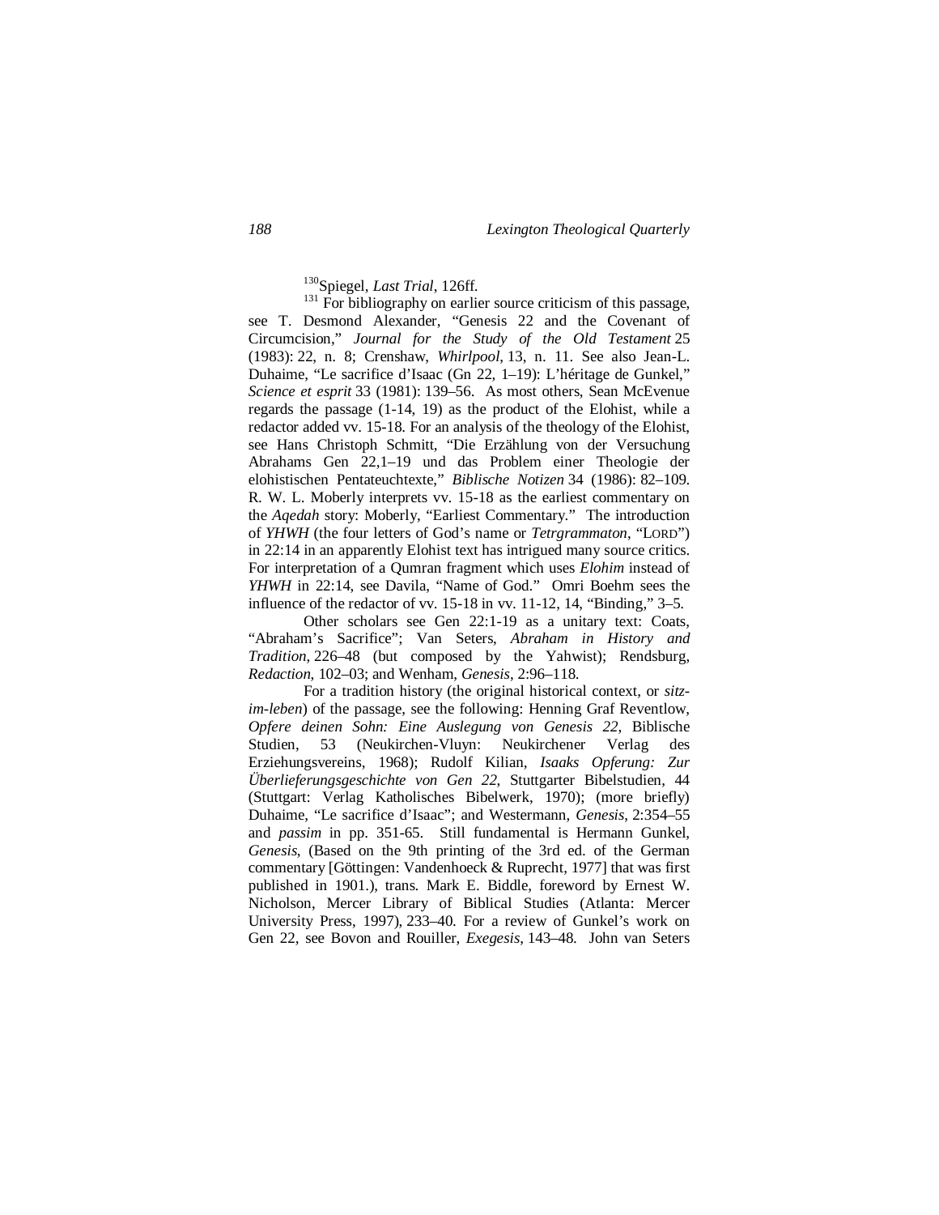[130]Spiegel, *Last Trial*, 126ff.

[131] For bibliography on earlier source criticism of this passage, see T. Desmond Alexander, "Genesis 22 and the Covenant of Circumcision," *Journal for the Study of the Old Testament* 25 (1983): 22, n. 8; Crenshaw, *Whirlpool*, 13, n. 11. See also Jean-L. Duhaime, "Le sacrifice d'Isaac (Gn 22, 1–19): L'héritage de Gunkel," *Science et esprit* 33 (1981): 139–56. As most others, Sean McEvenue regards the passage (1-14, 19) as the product of the Elohist, while a redactor added vv. 15-18. For an analysis of the theology of the Elohist, see Hans Christoph Schmitt, "Die Erzählung von der Versuchung Abrahams Gen 22,1–19 und das Problem einer Theologie der elohistischen Pentateuchtexte," *Biblische Notizen* 34 (1986): 82–109. R. W. L. Moberly interprets vv. 15-18 as the earliest commentary on the *Aqedah* story: Moberly, "Earliest Commentary." The introduction of *YHWH* (the four letters of God's name or *Tetrgrammaton*, "LORD") in 22:14 in an apparently Elohist text has intrigued many source critics. For interpretation of a Qumran fragment which uses *Elohim* instead of *YHWH* in 22:14, see Davila, "Name of God." Omri Boehm sees the influence of the redactor of vv. 15-18 in vv. 11-12, 14, "Binding," 3–5.

Other scholars see Gen 22:1-19 as a unitary text: Coats, "Abraham's Sacrifice"; Van Seters, *Abraham in History and Tradition*, 226–48 (but composed by the Yahwist); Rendsburg, *Redaction*, 102–03; and Wenham, *Genesis*, 2:96–118.

For a tradition history (the original historical context, or *sitz-im-leben*) of the passage, see the following: Henning Graf Reventlow, *Opfere deinen Sohn: Eine Auslegung von Genesis 22*, Biblische Studien, 53 (Neukirchen-Vluyn: Neukirchener Verlag des Erziehungsvereins, 1968); Rudolf Kilian, *Isaaks Opferung: Zur Überlieferungsgeschichte von Gen 22*, Stuttgarter Bibelstudien, 44 (Stuttgart: Verlag Katholisches Bibelwerk, 1970); (more briefly) Duhaime, "Le sacrifice d'Isaac"; and Westermann, *Genesis*, 2:354–55 and *passim* in pp. 351-65. Still fundamental is Hermann Gunkel, *Genesis*, (Based on the 9th printing of the 3rd ed. of the German commentary [Göttingen: Vandenhoeck & Ruprecht, 1977] that was first published in 1901.), trans. Mark E. Biddle, foreword by Ernest W. Nicholson, Mercer Library of Biblical Studies (Atlanta: Mercer University Press, 1997), 233–40. For a review of Gunkel's work on Gen 22, see Bovon and Rouiller, *Exegesis*, 143–48. John van Seters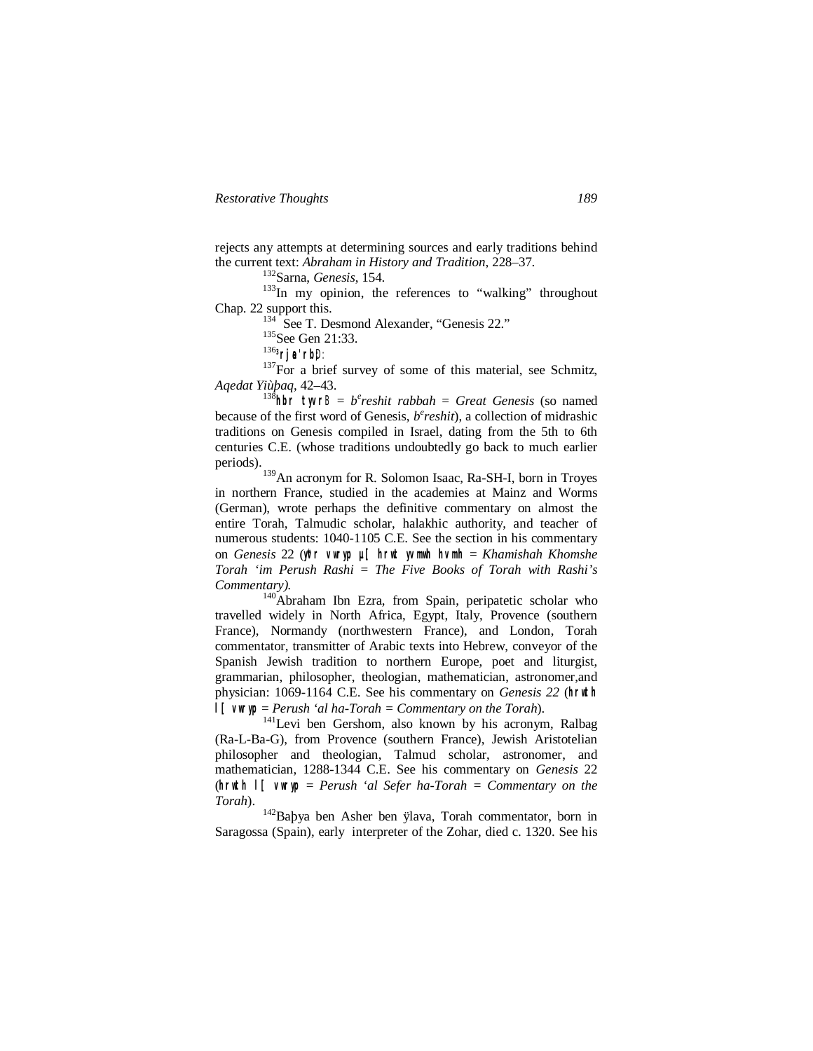rejects any attempts at determining sources and early traditions behind the current text: *Abraham in History and Tradition*, 228–37.

[132]Sarna, *Genesis*, 154.

[133]In my opinion, the references to "walking" throughout Chap. 22 support this.

[134] See T. Desmond Alexander, "Genesis 22."

[135]See Gen 21:33.

[136]**rjae'rbD:**

[137]For a brief survey of some of this material, see Schmitz, *Aqedat Yiùþaq*, 42–43.

[138]**hbr tyvrB** = *b*[e]*reshit rabbah* = *Great Genesis* (so named because of the first word of Genesis, *b*[e]*reshit*), a collection of midrashic traditions on Genesis compiled in Israel, dating from the 5th to 6th centuries C.E. (whose traditions undoubtedly go back to much earlier periods).

[139]An acronym for R. Solomon Isaac, Ra-SH-I, born in Troyes in northern France, studied in the academies at Mainz and Worms (German), wrote perhaps the definitive commentary on almost the entire Torah, Talmudic scholar, halakhic authority, and teacher of numerous students: 1040-1105 C.E. See the section in his commentary on *Genesis* 22 (**y"vr vwryp µ[ hrwt yvmwh hvmh** = *Khamishah Khomshe Torah 'im Perush Rashi* = *The Five Books of Torah with Rashi's Commentary).*

[140]Abraham Ibn Ezra, from Spain, peripatetic scholar who travelled widely in North Africa, Egypt, Italy, Provence (southern France), Normandy (northwestern France), and London, Torah commentator, transmitter of Arabic texts into Hebrew, conveyor of the Spanish Jewish tradition to northern Europe, poet and liturgist, grammarian, philosopher, theologian, mathematician, astronomer,and physician: 1069-1164 C.E. See his commentary on *Genesis 22* (**hrwth l[ vwryp** = *Perush 'al ha-Torah* = *Commentary on the Torah*).

[141]Levi ben Gershom, also known by his acronym, Ralbag (Ra-L-Ba-G), from Provence (southern France), Jewish Aristotelian philosopher and theologian, Talmud scholar, astronomer, and mathematician, 1288-1344 C.E. See his commentary on *Genesis* 22 (**hrwth l[ vwryp** = *Perush 'al Sefer ha-Torah* = *Commentary on the Torah*).

[142]Baþya ben Asher ben ÿlava, Torah commentator, born in Saragossa (Spain), early interpreter of the Zohar, died c. 1320. See his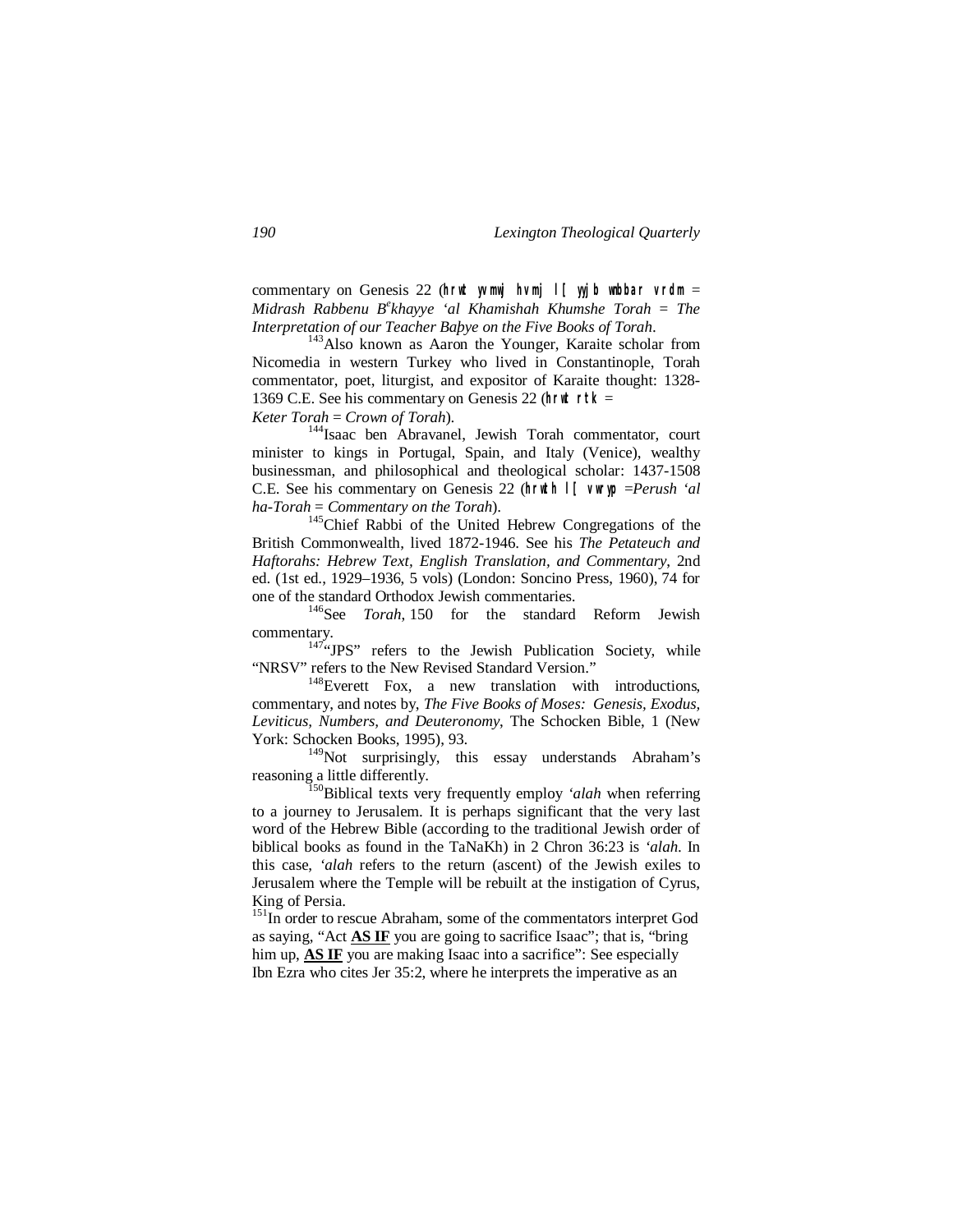commentary on Genesis 22 (hrwt yvmwj hvmj l[ yyjb wnbbar vrdm = *Midrash Rabbenu Beᵉkhayye ʻal Khamishah Khumshe Torah = The Interpretation of our Teacher Baḥye on the Five Books of Torah*.

[143]Also known as Aaron the Younger, Karaite scholar from Nicomedia in western Turkey who lived in Constantinople, Torah commentator, poet, liturgist, and expositor of Karaite thought: 1328-1369 C.E. See his commentary on Genesis 22 (hrwt rtk = *Keter Torah* = *Crown of Torah*).

[144]Isaac ben Abravanel, Jewish Torah commentator, court minister to kings in Portugal, Spain, and Italy (Venice), wealthy businessman, and philosophical and theological scholar: 1437-1508 C.E. See his commentary on Genesis 22 (hrwth l[ vwryp =*Perush ʻal ha-Torah* = *Commentary on the Torah*).

[145]Chief Rabbi of the United Hebrew Congregations of the British Commonwealth, lived 1872-1946. See his *The Petateuch and Haftorahs: Hebrew Text, English Translation, and Commentary*, 2nd ed. (1st ed., 1929–1936, 5 vols) (London: Soncino Press, 1960), 74 for one of the standard Orthodox Jewish commentaries.

[146]See *Torah*, 150 for the standard Reform Jewish commentary.

[147]"JPS" refers to the Jewish Publication Society, while "NRSV" refers to the New Revised Standard Version."

[148]Everett Fox, a new translation with introductions, commentary, and notes by, *The Five Books of Moses: Genesis, Exodus, Leviticus, Numbers, and Deuteronomy*, The Schocken Bible, 1 (New York: Schocken Books, 1995), 93.

[149]Not surprisingly, this essay understands Abraham's reasoning a little differently.

[150]Biblical texts very frequently employ *ʻalah* when referring to a journey to Jerusalem. It is perhaps significant that the very last word of the Hebrew Bible (according to the traditional Jewish order of biblical books as found in the TaNaKh) in 2 Chron 36:23 is *ʻalah*. In this case, *ʻalah* refers to the return (ascent) of the Jewish exiles to Jerusalem where the Temple will be rebuilt at the instigation of Cyrus, King of Persia.

[151]In order to rescue Abraham, some of the commentators interpret God as saying, "Act **AS IF** you are going to sacrifice Isaac"; that is, "bring him up, **AS IF** you are making Isaac into a sacrifice": See especially Ibn Ezra who cites Jer 35:2, where he interprets the imperative as an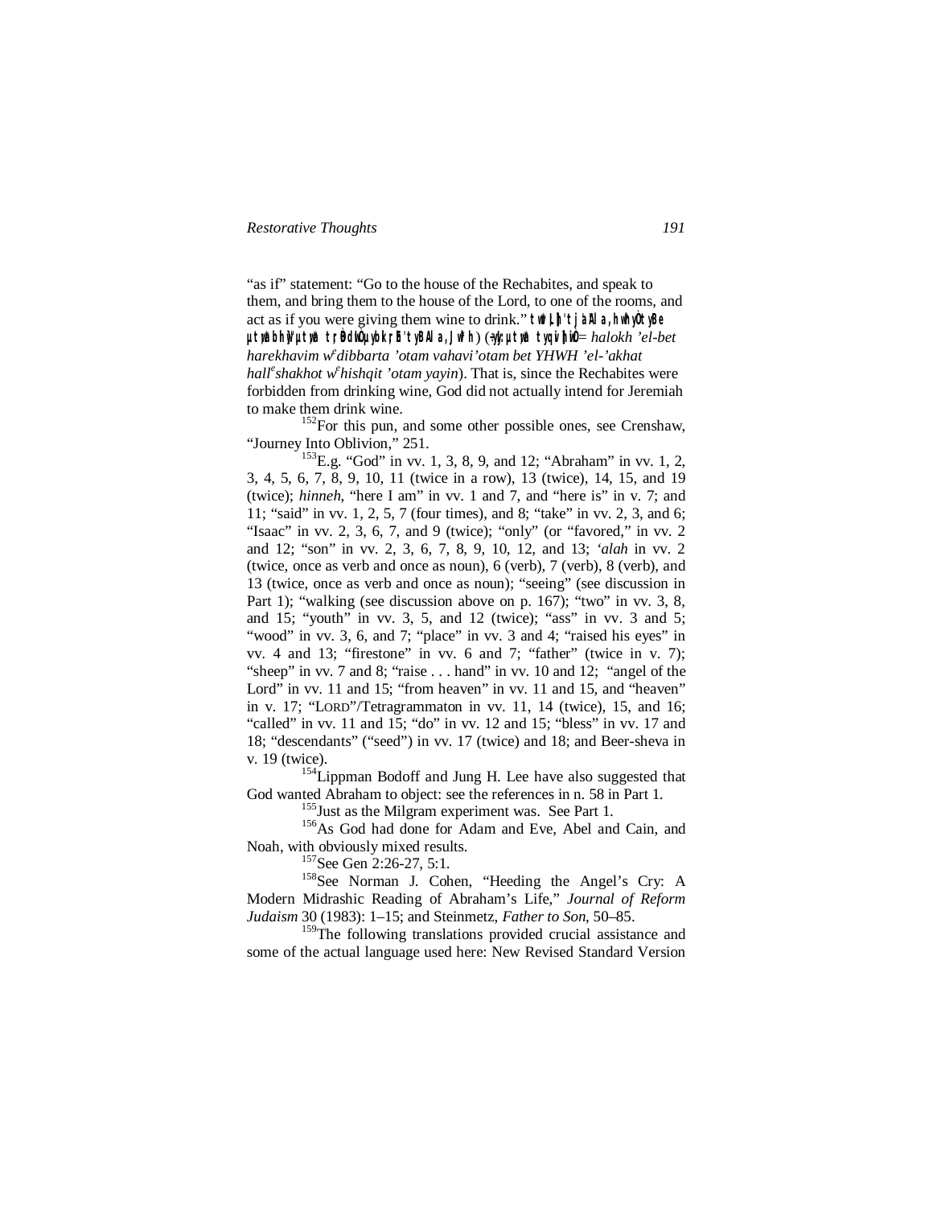"as if" statement: "Go to the house of the Rechabites, and speak to them, and bring them to the house of the Lord, to one of the rooms, and act as if you were giving them wine to drink." twkvL]h'tjaAl a,hwhyÒtyBe µtyabhiw]µtwa trÉBdIwÒµybkrÉhæ'tyBAl a,Jwlh; (:ny:µtwa tyqiv]hiwÒ= *halokh 'el-bet harekhavim w*[e]*dibbarta 'otam vahavi'otam bet YHWH 'el-'akhat hall*[e]*shakhot w*[e]*hishqit 'otam yayin*). That is, since the Rechabites were forbidden from drinking wine, God did not actually intend for Jeremiah to make them drink wine.

[152]For this pun, and some other possible ones, see Crenshaw, "Journey Into Oblivion," 251.

[153]E.g. "God" in vv. 1, 3, 8, 9, and 12; "Abraham" in vv. 1, 2, 3, 4, 5, 6, 7, 8, 9, 10, 11 (twice in a row), 13 (twice), 14, 15, and 19 (twice); *hinneh*, "here I am" in vv. 1 and 7, and "here is" in v. 7; and 11; "said" in vv. 1, 2, 5, 7 (four times), and 8; "take" in vv. 2, 3, and 6; "Isaac" in vv. 2, 3, 6, 7, and 9 (twice); "only" (or "favored," in vv. 2 and 12; "son" in vv. 2, 3, 6, 7, 8, 9, 10, 12, and 13; *'alah* in vv. 2 (twice, once as verb and once as noun), 6 (verb), 7 (verb), 8 (verb), and 13 (twice, once as verb and once as noun); "seeing" (see discussion in Part 1); "walking (see discussion above on p. 167); "two" in vv. 3, 8, and 15; "youth" in vv. 3, 5, and 12 (twice); "ass" in vv. 3 and 5; "wood" in vv. 3, 6, and 7; "place" in vv. 3 and 4; "raised his eyes" in vv. 4 and 13; "firestone" in vv. 6 and 7; "father" (twice in v. 7); "sheep" in vv. 7 and 8; "raise . . . hand" in vv. 10 and 12; "angel of the Lord" in vv. 11 and 15; "from heaven" in vv. 11 and 15, and "heaven" in v. 17; "LORD"/Tetragrammaton in vv. 11, 14 (twice), 15, and 16; "called" in vv. 11 and 15; "do" in vv. 12 and 15; "bless" in vv. 17 and 18; "descendants" ("seed") in vv. 17 (twice) and 18; and Beer-sheva in v. 19 (twice).

[154]Lippman Bodoff and Jung H. Lee have also suggested that God wanted Abraham to object: see the references in n. 58 in Part 1.

[155]Just as the Milgram experiment was. See Part 1.

[156]As God had done for Adam and Eve, Abel and Cain, and Noah, with obviously mixed results.

[157]See Gen 2:26-27, 5:1.

[158]See Norman J. Cohen, "Heeding the Angel's Cry: A Modern Midrashic Reading of Abraham's Life," *Journal of Reform Judaism* 30 (1983): 1–15; and Steinmetz, *Father to Son*, 50–85.

[159]The following translations provided crucial assistance and some of the actual language used here: New Revised Standard Version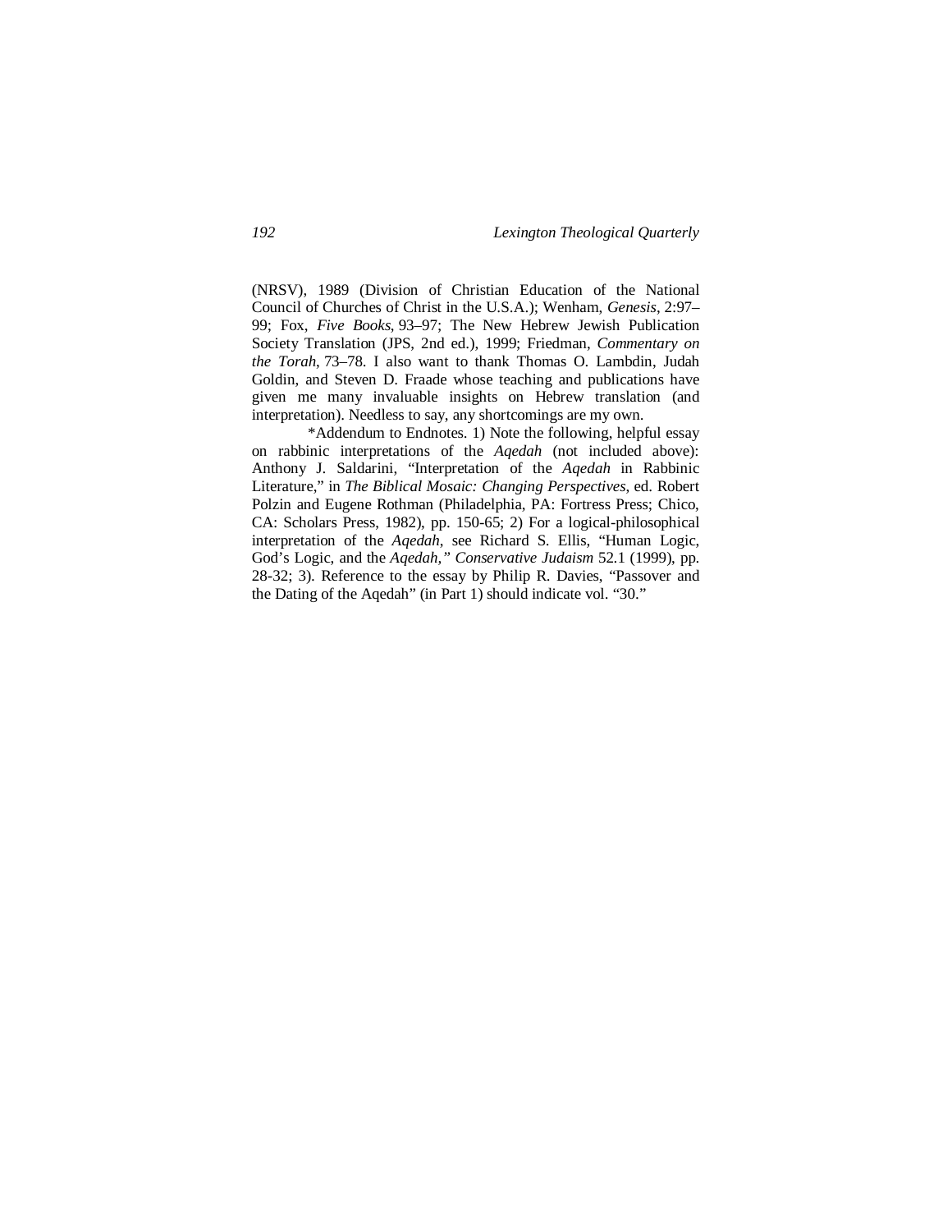(NRSV), 1989 (Division of Christian Education of the National Council of Churches of Christ in the U.S.A.); Wenham, *Genesis*, 2:97–99; Fox, *Five Books*, 93–97; The New Hebrew Jewish Publication Society Translation (JPS, 2nd ed.), 1999; Friedman, *Commentary on the Torah*, 73–78. I also want to thank Thomas O. Lambdin, Judah Goldin, and Steven D. Fraade whose teaching and publications have given me many invaluable insights on Hebrew translation (and interpretation). Needless to say, any shortcomings are my own.

*Addendum to Endnotes. 1) Note the following, helpful essay on rabbinic interpretations of the *Aqedah* (not included above): Anthony J. Saldarini, "Interpretation of the *Aqedah* in Rabbinic Literature," in *The Biblical Mosaic: Changing Perspectives*, ed. Robert Polzin and Eugene Rothman (Philadelphia, PA: Fortress Press; Chico, CA: Scholars Press, 1982), pp. 150-65; 2) For a logical-philosophical interpretation of the *Aqedah*, see Richard S. Ellis, "Human Logic, God's Logic, and the *Aqedah*," *Conservative Judaism* 52.1 (1999), pp. 28-32; 3). Reference to the essay by Philip R. Davies, "Passover and the Dating of the Aqedah" (in Part 1) should indicate vol. "30."